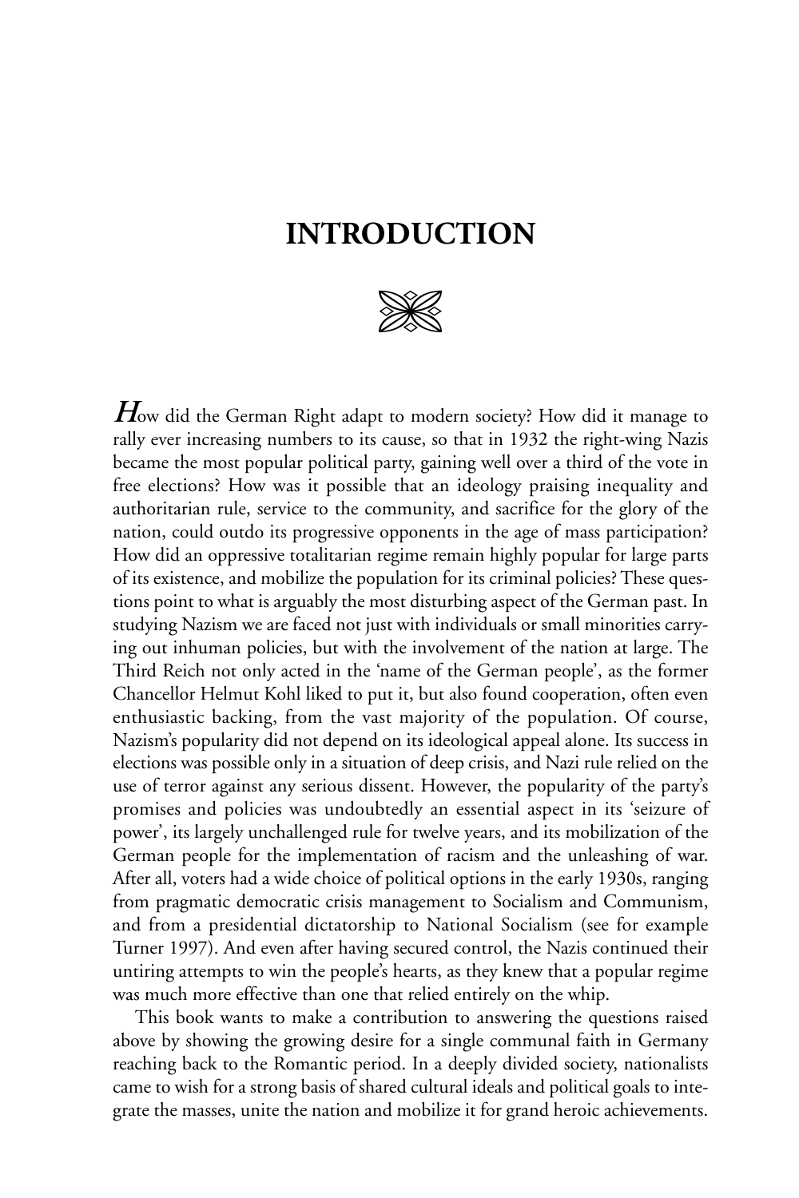# INTRODUCTION

How did the German Right adapt to modern society? How did it manage to rally ever increasing numbers to its cause, so that in 1932 the right-wing Nazis became the most popular political party, gaining well over a third of the vote in free elections? How was it possible that an ideology praising inequality and authoritarian rule, service to the community, and sacrifice for the glory of the nation, could outdo its progressive opponents in the age of mass participation? How did an oppressive totalitarian regime remain highly popular for large parts of its existence, and mobilize the population for its criminal policies? These questions point to what is arguably the most disturbing aspect of the German past. In studying Nazism we are faced not just with individuals or small minorities carrying out inhuman policies, but with the involvement of the nation at large. The Third Reich not only acted in the 'name of the German people', as the former Chancellor Helmut Kohl liked to put it, but also found cooperation, often even enthusiastic backing, from the vast majority of the population. Of course, Nazism's popularity did not depend on its ideological appeal alone. Its success in elections was possible only in a situation of deep crisis, and Nazi rule relied on the use of terror against any serious dissent. However, the popularity of the party's promises and policies was undoubtedly an essential aspect in its 'seizure of power', its largely unchallenged rule for twelve years, and its mobilization of the German people for the implementation of racism and the unleashing of war. After all, voters had a wide choice of political options in the early 1930s, ranging from pragmatic democratic crisis management to Socialism and Communism, and from a presidential dictatorship to National Socialism (see for example Turner 1997). And even after having secured control, the Nazis continued their untiring attempts to win the people's hearts, as they knew that a popular regime was much more effective than one that relied entirely on the whip.

This book wants to make a contribution to answering the questions raised above by showing the growing desire for a single communal faith in Germany reaching back to the Romantic period. In a deeply divided society, nationalists came to wish for a strong basis of shared cultural ideals and political goals to integrate the masses, unite the nation and mobilize it for grand heroic achievements.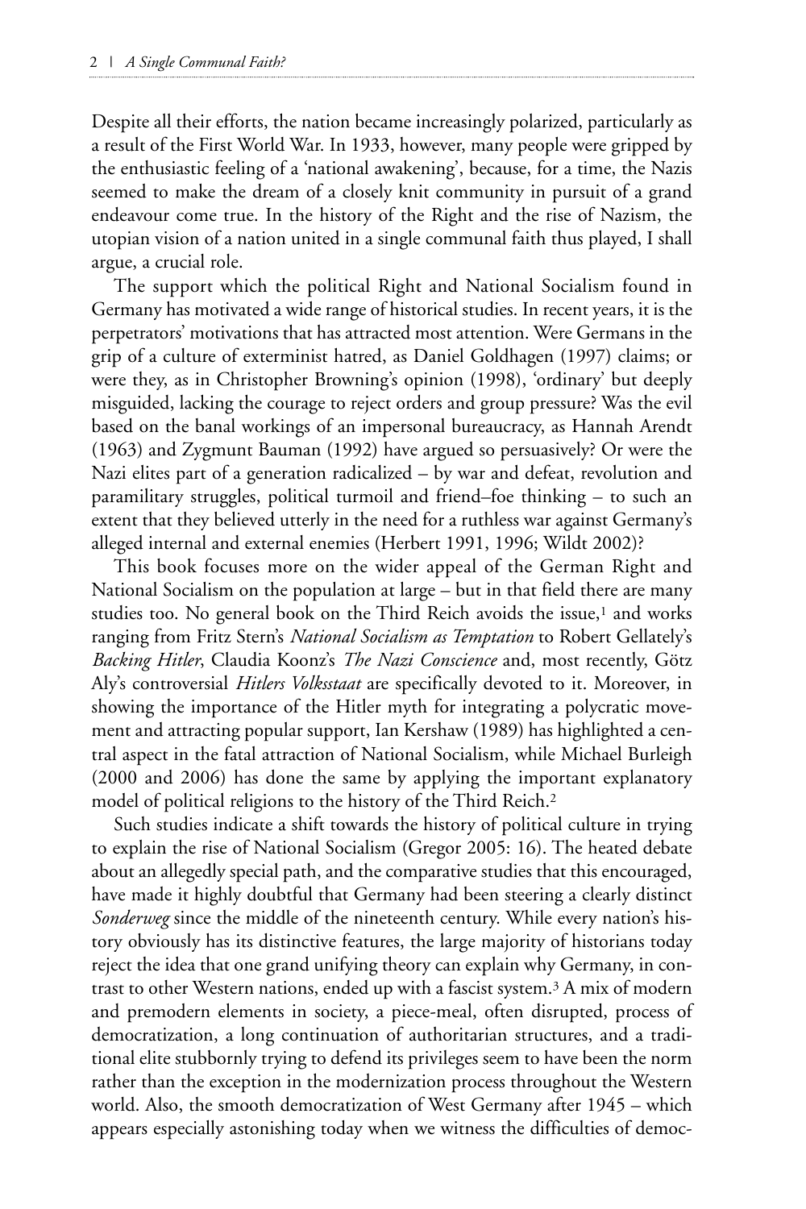Despite all their efforts, the nation became increasingly polarized, particularly as a result of the First World War. In 1933, however, many people were gripped by the enthusiastic feeling of a 'national awakening', because, for a time, the Nazis seemed to make the dream of a closely knit community in pursuit of a grand endeavour come true. In the history of the Right and the rise of Nazism, the utopian vision of a nation united in a single communal faith thus played, I shall argue, a crucial role.

The support which the political Right and National Socialism found in Germany has motivated a wide range of historical studies. In recent years, it is the perpetrators' motivations that has attracted most attention. Were Germans in the grip of a culture of exterminist hatred, as Daniel Goldhagen (1997) claims; or were they, as in Christopher Browning's opinion (1998), 'ordinary' but deeply misguided, lacking the courage to reject orders and group pressure? Was the evil based on the banal workings of an impersonal bureaucracy, as Hannah Arendt (1963) and Zygmunt Bauman (1992) have argued so persuasively? Or were the Nazi elites part of a generation radicalized – by war and defeat, revolution and paramilitary struggles, political turmoil and friend–foe thinking – to such an extent that they believed utterly in the need for a ruthless war against Germany's alleged internal and external enemies (Herbert 1991, 1996; Wildt 2002)?

This book focuses more on the wider appeal of the German Right and National Socialism on the population at large – but in that field there are many studies too. No general book on the Third Reich avoids the issue,[1] and works ranging from Fritz Stern's *National Socialism as Temptation* to Robert Gellately's *Backing Hitler*, Claudia Koonz's *The Nazi Conscience* and, most recently, Götz Aly's controversial *Hitlers Volksstaat* are specifically devoted to it. Moreover, in showing the importance of the Hitler myth for integrating a polycratic movement and attracting popular support, Ian Kershaw (1989) has highlighted a central aspect in the fatal attraction of National Socialism, while Michael Burleigh (2000 and 2006) has done the same by applying the important explanatory model of political religions to the history of the Third Reich.[2]

Such studies indicate a shift towards the history of political culture in trying to explain the rise of National Socialism (Gregor 2005: 16). The heated debate about an allegedly special path, and the comparative studies that this encouraged, have made it highly doubtful that Germany had been steering a clearly distinct *Sonderweg* since the middle of the nineteenth century. While every nation's history obviously has its distinctive features, the large majority of historians today reject the idea that one grand unifying theory can explain why Germany, in contrast to other Western nations, ended up with a fascist system.[3] A mix of modern and premodern elements in society, a piece-meal, often disrupted, process of democratization, a long continuation of authoritarian structures, and a traditional elite stubbornly trying to defend its privileges seem to have been the norm rather than the exception in the modernization process throughout the Western world. Also, the smooth democratization of West Germany after 1945 – which appears especially astonishing today when we witness the difficulties of democ-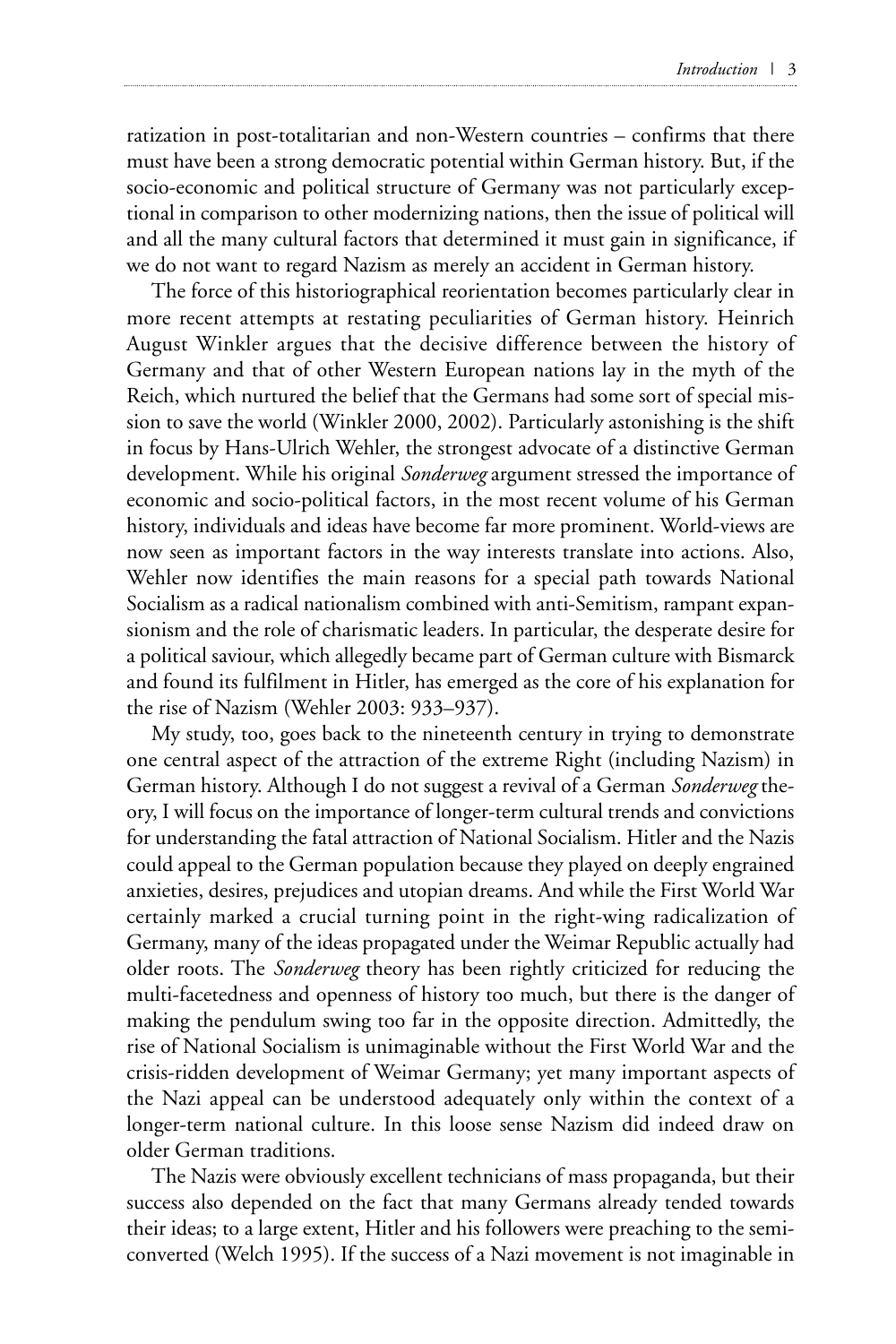ratization in post-totalitarian and non-Western countries – confirms that there must have been a strong democratic potential within German history. But, if the socio-economic and political structure of Germany was not particularly exceptional in comparison to other modernizing nations, then the issue of political will and all the many cultural factors that determined it must gain in significance, if we do not want to regard Nazism as merely an accident in German history.

The force of this historiographical reorientation becomes particularly clear in more recent attempts at restating peculiarities of German history. Heinrich August Winkler argues that the decisive difference between the history of Germany and that of other Western European nations lay in the myth of the Reich, which nurtured the belief that the Germans had some sort of special mission to save the world (Winkler 2000, 2002). Particularly astonishing is the shift in focus by Hans-Ulrich Wehler, the strongest advocate of a distinctive German development. While his original *Sonderweg* argument stressed the importance of economic and socio-political factors, in the most recent volume of his German history, individuals and ideas have become far more prominent. World-views are now seen as important factors in the way interests translate into actions. Also, Wehler now identifies the main reasons for a special path towards National Socialism as a radical nationalism combined with anti-Semitism, rampant expansionism and the role of charismatic leaders. In particular, the desperate desire for a political saviour, which allegedly became part of German culture with Bismarck and found its fulfilment in Hitler, has emerged as the core of his explanation for the rise of Nazism (Wehler 2003: 933–937).

My study, too, goes back to the nineteenth century in trying to demonstrate one central aspect of the attraction of the extreme Right (including Nazism) in German history. Although I do not suggest a revival of a German *Sonderweg* theory, I will focus on the importance of longer-term cultural trends and convictions for understanding the fatal attraction of National Socialism. Hitler and the Nazis could appeal to the German population because they played on deeply engrained anxieties, desires, prejudices and utopian dreams. And while the First World War certainly marked a crucial turning point in the right-wing radicalization of Germany, many of the ideas propagated under the Weimar Republic actually had older roots. The *Sonderweg* theory has been rightly criticized for reducing the multi-facetedness and openness of history too much, but there is the danger of making the pendulum swing too far in the opposite direction. Admittedly, the rise of National Socialism is unimaginable without the First World War and the crisis-ridden development of Weimar Germany; yet many important aspects of the Nazi appeal can be understood adequately only within the context of a longer-term national culture. In this loose sense Nazism did indeed draw on older German traditions.

The Nazis were obviously excellent technicians of mass propaganda, but their success also depended on the fact that many Germans already tended towards their ideas; to a large extent, Hitler and his followers were preaching to the semi-converted (Welch 1995). If the success of a Nazi movement is not imaginable in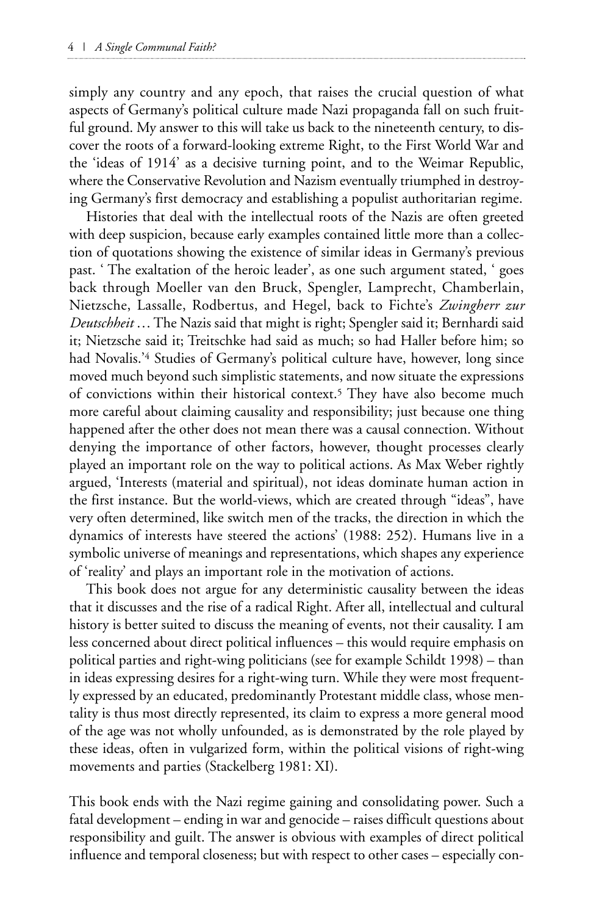simply any country and any epoch, that raises the crucial question of what aspects of Germany's political culture made Nazi propaganda fall on such fruitful ground. My answer to this will take us back to the nineteenth century, to discover the roots of a forward-looking extreme Right, to the First World War and the 'ideas of 1914' as a decisive turning point, and to the Weimar Republic, where the Conservative Revolution and Nazism eventually triumphed in destroying Germany's first democracy and establishing a populist authoritarian regime.

Histories that deal with the intellectual roots of the Nazis are often greeted with deep suspicion, because early examples contained little more than a collection of quotations showing the existence of similar ideas in Germany's previous past. ' The exaltation of the heroic leader', as one such argument stated, ' goes back through Moeller van den Bruck, Spengler, Lamprecht, Chamberlain, Nietzsche, Lassalle, Rodbertus, and Hegel, back to Fichte's *Zwingherr zur Deutschheit* … The Nazis said that might is right; Spengler said it; Bernhardi said it; Nietzsche said it; Treitschke had said as much; so had Haller before him; so had Novalis.'[4] Studies of Germany's political culture have, however, long since moved much beyond such simplistic statements, and now situate the expressions of convictions within their historical context.[5] They have also become much more careful about claiming causality and responsibility; just because one thing happened after the other does not mean there was a causal connection. Without denying the importance of other factors, however, thought processes clearly played an important role on the way to political actions. As Max Weber rightly argued, 'Interests (material and spiritual), not ideas dominate human action in the first instance. But the world-views, which are created through "ideas", have very often determined, like switch men of the tracks, the direction in which the dynamics of interests have steered the actions' (1988: 252). Humans live in a symbolic universe of meanings and representations, which shapes any experience of 'reality' and plays an important role in the motivation of actions.

This book does not argue for any deterministic causality between the ideas that it discusses and the rise of a radical Right. After all, intellectual and cultural history is better suited to discuss the meaning of events, not their causality. I am less concerned about direct political influences – this would require emphasis on political parties and right-wing politicians (see for example Schildt 1998) – than in ideas expressing desires for a right-wing turn. While they were most frequently expressed by an educated, predominantly Protestant middle class, whose mentality is thus most directly represented, its claim to express a more general mood of the age was not wholly unfounded, as is demonstrated by the role played by these ideas, often in vulgarized form, within the political visions of right-wing movements and parties (Stackelberg 1981: XI).

This book ends with the Nazi regime gaining and consolidating power. Such a fatal development – ending in war and genocide – raises difficult questions about responsibility and guilt. The answer is obvious with examples of direct political influence and temporal closeness; but with respect to other cases – especially con-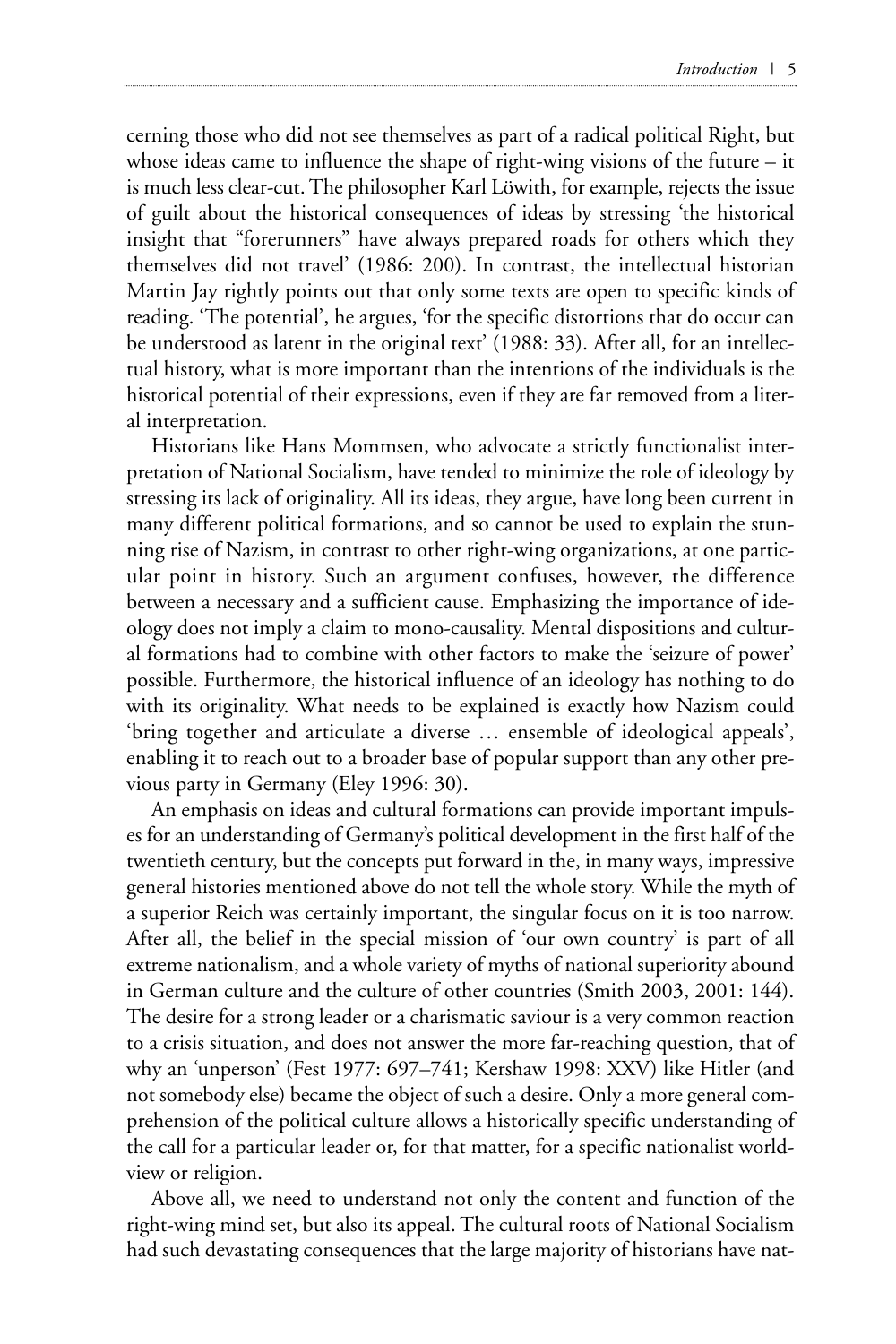cerning those who did not see themselves as part of a radical political Right, but whose ideas came to influence the shape of right-wing visions of the future – it is much less clear-cut. The philosopher Karl Löwith, for example, rejects the issue of guilt about the historical consequences of ideas by stressing 'the historical insight that "forerunners" have always prepared roads for others which they themselves did not travel' (1986: 200). In contrast, the intellectual historian Martin Jay rightly points out that only some texts are open to specific kinds of reading. 'The potential', he argues, 'for the specific distortions that do occur can be understood as latent in the original text' (1988: 33). After all, for an intellectual history, what is more important than the intentions of the individuals is the historical potential of their expressions, even if they are far removed from a literal interpretation.

Historians like Hans Mommsen, who advocate a strictly functionalist interpretation of National Socialism, have tended to minimize the role of ideology by stressing its lack of originality. All its ideas, they argue, have long been current in many different political formations, and so cannot be used to explain the stunning rise of Nazism, in contrast to other right-wing organizations, at one particular point in history. Such an argument confuses, however, the difference between a necessary and a sufficient cause. Emphasizing the importance of ideology does not imply a claim to mono-causality. Mental dispositions and cultural formations had to combine with other factors to make the 'seizure of power' possible. Furthermore, the historical influence of an ideology has nothing to do with its originality. What needs to be explained is exactly how Nazism could 'bring together and articulate a diverse … ensemble of ideological appeals', enabling it to reach out to a broader base of popular support than any other previous party in Germany (Eley 1996: 30).

An emphasis on ideas and cultural formations can provide important impulses for an understanding of Germany's political development in the first half of the twentieth century, but the concepts put forward in the, in many ways, impressive general histories mentioned above do not tell the whole story. While the myth of a superior Reich was certainly important, the singular focus on it is too narrow. After all, the belief in the special mission of 'our own country' is part of all extreme nationalism, and a whole variety of myths of national superiority abound in German culture and the culture of other countries (Smith 2003, 2001: 144). The desire for a strong leader or a charismatic saviour is a very common reaction to a crisis situation, and does not answer the more far-reaching question, that of why an 'unperson' (Fest 1977: 697–741; Kershaw 1998: XXV) like Hitler (and not somebody else) became the object of such a desire. Only a more general comprehension of the political culture allows a historically specific understanding of the call for a particular leader or, for that matter, for a specific nationalist worldview or religion.

Above all, we need to understand not only the content and function of the right-wing mind set, but also its appeal. The cultural roots of National Socialism had such devastating consequences that the large majority of historians have nat-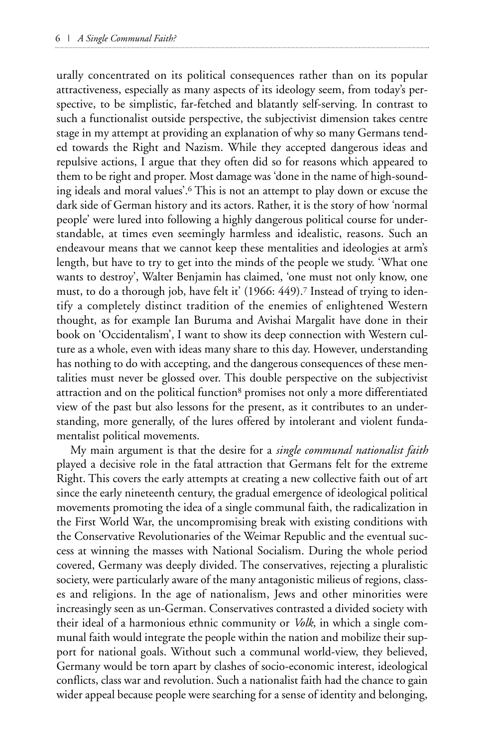urally concentrated on its political consequences rather than on its popular attractiveness, especially as many aspects of its ideology seem, from today's perspective, to be simplistic, far-fetched and blatantly self-serving. In contrast to such a functionalist outside perspective, the subjectivist dimension takes centre stage in my attempt at providing an explanation of why so many Germans tended towards the Right and Nazism. While they accepted dangerous ideas and repulsive actions, I argue that they often did so for reasons which appeared to them to be right and proper. Most damage was 'done in the name of high-sounding ideals and moral values'.[6] This is not an attempt to play down or excuse the dark side of German history and its actors. Rather, it is the story of how 'normal people' were lured into following a highly dangerous political course for understandable, at times even seemingly harmless and idealistic, reasons. Such an endeavour means that we cannot keep these mentalities and ideologies at arm's length, but have to try to get into the minds of the people we study. 'What one wants to destroy', Walter Benjamin has claimed, 'one must not only know, one must, to do a thorough job, have felt it' (1966: 449).[7] Instead of trying to identify a completely distinct tradition of the enemies of enlightened Western thought, as for example Ian Buruma and Avishai Margalit have done in their book on 'Occidentalism', I want to show its deep connection with Western culture as a whole, even with ideas many share to this day. However, understanding has nothing to do with accepting, and the dangerous consequences of these mentalities must never be glossed over. This double perspective on the subjectivist attraction and on the political function[8] promises not only a more differentiated view of the past but also lessons for the present, as it contributes to an understanding, more generally, of the lures offered by intolerant and violent fundamentalist political movements.

My main argument is that the desire for a *single communal nationalist faith* played a decisive role in the fatal attraction that Germans felt for the extreme Right. This covers the early attempts at creating a new collective faith out of art since the early nineteenth century, the gradual emergence of ideological political movements promoting the idea of a single communal faith, the radicalization in the First World War, the uncompromising break with existing conditions with the Conservative Revolutionaries of the Weimar Republic and the eventual success at winning the masses with National Socialism. During the whole period covered, Germany was deeply divided. The conservatives, rejecting a pluralistic society, were particularly aware of the many antagonistic milieus of regions, classes and religions. In the age of nationalism, Jews and other minorities were increasingly seen as un-German. Conservatives contrasted a divided society with their ideal of a harmonious ethnic community or *Volk*, in which a single communal faith would integrate the people within the nation and mobilize their support for national goals. Without such a communal world-view, they believed, Germany would be torn apart by clashes of socio-economic interest, ideological conflicts, class war and revolution. Such a nationalist faith had the chance to gain wider appeal because people were searching for a sense of identity and belonging,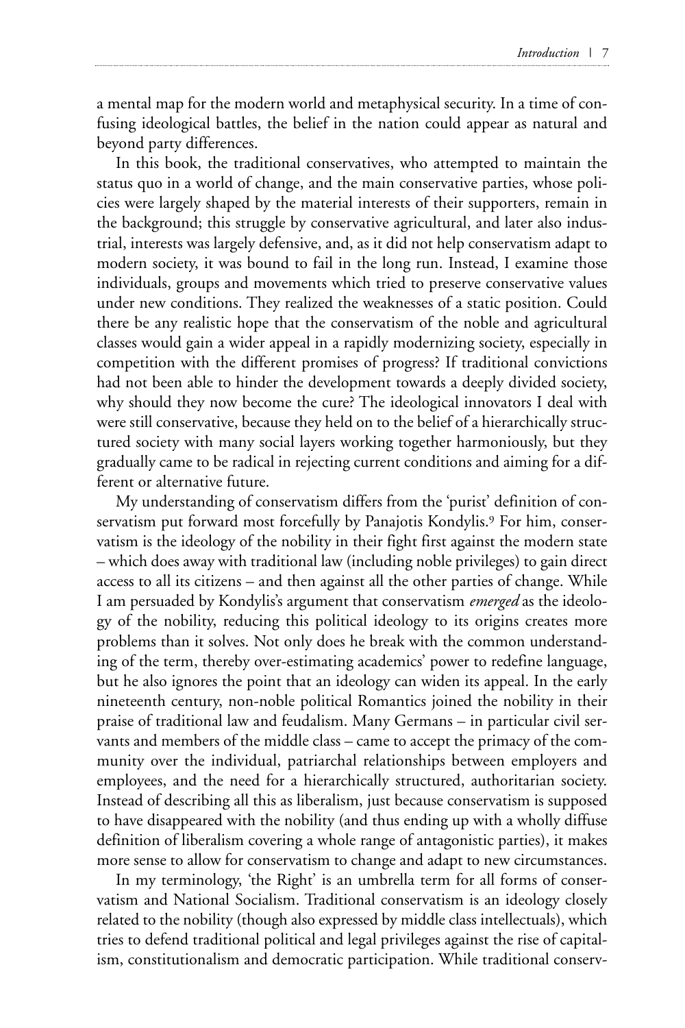a mental map for the modern world and metaphysical security. In a time of confusing ideological battles, the belief in the nation could appear as natural and beyond party differences.

In this book, the traditional conservatives, who attempted to maintain the status quo in a world of change, and the main conservative parties, whose policies were largely shaped by the material interests of their supporters, remain in the background; this struggle by conservative agricultural, and later also industrial, interests was largely defensive, and, as it did not help conservatism adapt to modern society, it was bound to fail in the long run. Instead, I examine those individuals, groups and movements which tried to preserve conservative values under new conditions. They realized the weaknesses of a static position. Could there be any realistic hope that the conservatism of the noble and agricultural classes would gain a wider appeal in a rapidly modernizing society, especially in competition with the different promises of progress? If traditional convictions had not been able to hinder the development towards a deeply divided society, why should they now become the cure? The ideological innovators I deal with were still conservative, because they held on to the belief of a hierarchically structured society with many social layers working together harmoniously, but they gradually came to be radical in rejecting current conditions and aiming for a different or alternative future.

My understanding of conservatism differs from the 'purist' definition of conservatism put forward most forcefully by Panajotis Kondylis.[9] For him, conservatism is the ideology of the nobility in their fight first against the modern state – which does away with traditional law (including noble privileges) to gain direct access to all its citizens – and then against all the other parties of change. While I am persuaded by Kondylis's argument that conservatism *emerged* as the ideology of the nobility, reducing this political ideology to its origins creates more problems than it solves. Not only does he break with the common understanding of the term, thereby over-estimating academics' power to redefine language, but he also ignores the point that an ideology can widen its appeal. In the early nineteenth century, non-noble political Romantics joined the nobility in their praise of traditional law and feudalism. Many Germans – in particular civil servants and members of the middle class – came to accept the primacy of the community over the individual, patriarchal relationships between employers and employees, and the need for a hierarchically structured, authoritarian society. Instead of describing all this as liberalism, just because conservatism is supposed to have disappeared with the nobility (and thus ending up with a wholly diffuse definition of liberalism covering a whole range of antagonistic parties), it makes more sense to allow for conservatism to change and adapt to new circumstances.

In my terminology, 'the Right' is an umbrella term for all forms of conservatism and National Socialism. Traditional conservatism is an ideology closely related to the nobility (though also expressed by middle class intellectuals), which tries to defend traditional political and legal privileges against the rise of capitalism, constitutionalism and democratic participation. While traditional conserv-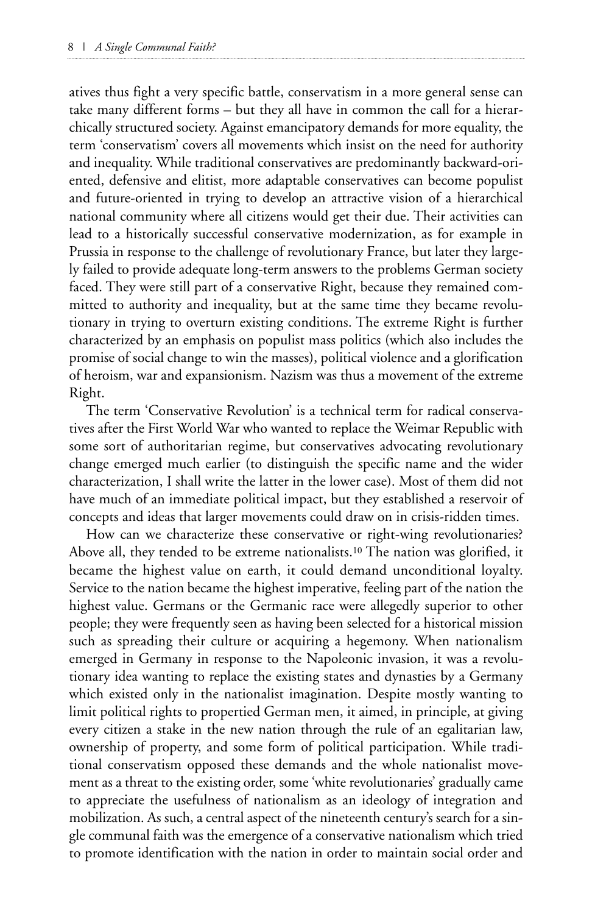atives thus fight a very specific battle, conservatism in a more general sense can take many different forms – but they all have in common the call for a hierarchically structured society. Against emancipatory demands for more equality, the term 'conservatism' covers all movements which insist on the need for authority and inequality. While traditional conservatives are predominantly backward-oriented, defensive and elitist, more adaptable conservatives can become populist and future-oriented in trying to develop an attractive vision of a hierarchical national community where all citizens would get their due. Their activities can lead to a historically successful conservative modernization, as for example in Prussia in response to the challenge of revolutionary France, but later they largely failed to provide adequate long-term answers to the problems German society faced. They were still part of a conservative Right, because they remained committed to authority and inequality, but at the same time they became revolutionary in trying to overturn existing conditions. The extreme Right is further characterized by an emphasis on populist mass politics (which also includes the promise of social change to win the masses), political violence and a glorification of heroism, war and expansionism. Nazism was thus a movement of the extreme Right.

The term 'Conservative Revolution' is a technical term for radical conservatives after the First World War who wanted to replace the Weimar Republic with some sort of authoritarian regime, but conservatives advocating revolutionary change emerged much earlier (to distinguish the specific name and the wider characterization, I shall write the latter in the lower case). Most of them did not have much of an immediate political impact, but they established a reservoir of concepts and ideas that larger movements could draw on in crisis-ridden times.

How can we characterize these conservative or right-wing revolutionaries? Above all, they tended to be extreme nationalists.[10] The nation was glorified, it became the highest value on earth, it could demand unconditional loyalty. Service to the nation became the highest imperative, feeling part of the nation the highest value. Germans or the Germanic race were allegedly superior to other people; they were frequently seen as having been selected for a historical mission such as spreading their culture or acquiring a hegemony. When nationalism emerged in Germany in response to the Napoleonic invasion, it was a revolutionary idea wanting to replace the existing states and dynasties by a Germany which existed only in the nationalist imagination. Despite mostly wanting to limit political rights to propertied German men, it aimed, in principle, at giving every citizen a stake in the new nation through the rule of an egalitarian law, ownership of property, and some form of political participation. While traditional conservatism opposed these demands and the whole nationalist movement as a threat to the existing order, some 'white revolutionaries' gradually came to appreciate the usefulness of nationalism as an ideology of integration and mobilization. As such, a central aspect of the nineteenth century's search for a single communal faith was the emergence of a conservative nationalism which tried to promote identification with the nation in order to maintain social order and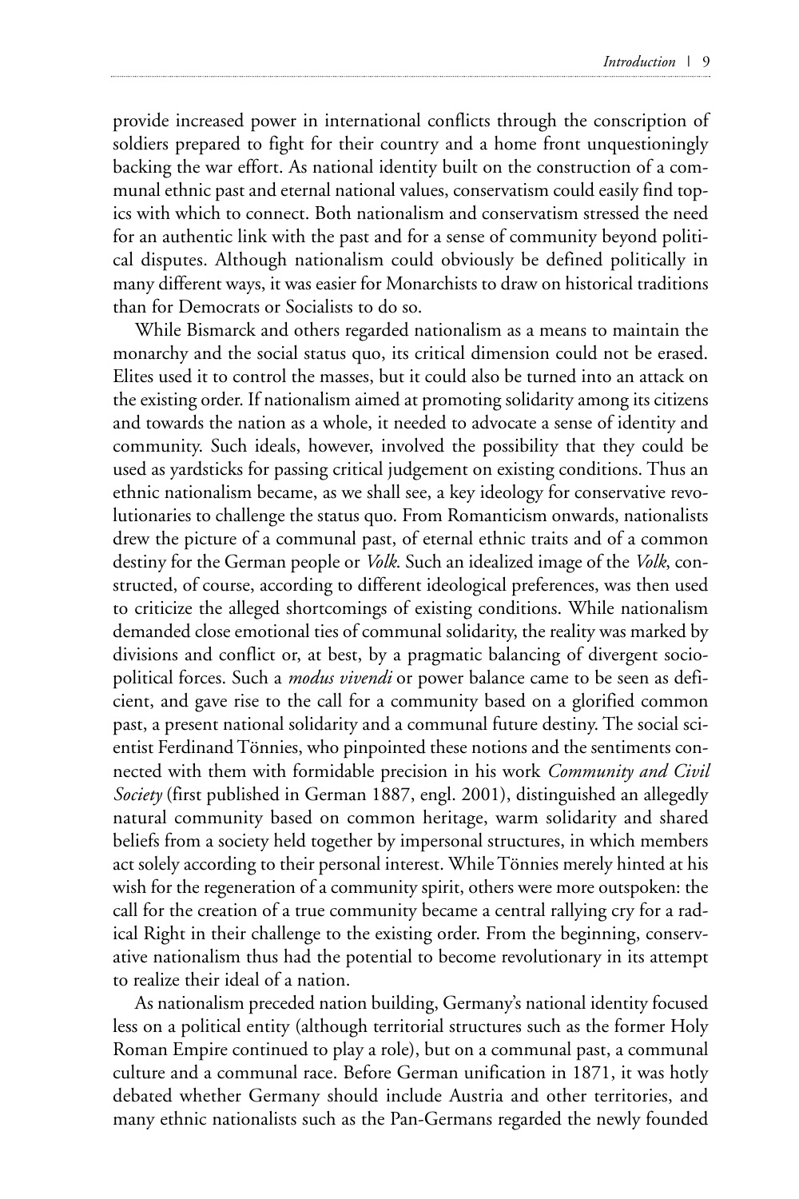provide increased power in international conflicts through the conscription of soldiers prepared to fight for their country and a home front unquestioningly backing the war effort. As national identity built on the construction of a communal ethnic past and eternal national values, conservatism could easily find topics with which to connect. Both nationalism and conservatism stressed the need for an authentic link with the past and for a sense of community beyond political disputes. Although nationalism could obviously be defined politically in many different ways, it was easier for Monarchists to draw on historical traditions than for Democrats or Socialists to do so.

While Bismarck and others regarded nationalism as a means to maintain the monarchy and the social status quo, its critical dimension could not be erased. Elites used it to control the masses, but it could also be turned into an attack on the existing order. If nationalism aimed at promoting solidarity among its citizens and towards the nation as a whole, it needed to advocate a sense of identity and community. Such ideals, however, involved the possibility that they could be used as yardsticks for passing critical judgement on existing conditions. Thus an ethnic nationalism became, as we shall see, a key ideology for conservative revolutionaries to challenge the status quo. From Romanticism onwards, nationalists drew the picture of a communal past, of eternal ethnic traits and of a common destiny for the German people or *Volk*. Such an idealized image of the *Volk*, constructed, of course, according to different ideological preferences, was then used to criticize the alleged shortcomings of existing conditions. While nationalism demanded close emotional ties of communal solidarity, the reality was marked by divisions and conflict or, at best, by a pragmatic balancing of divergent sociopolitical forces. Such a *modus vivendi* or power balance came to be seen as deficient, and gave rise to the call for a community based on a glorified common past, a present national solidarity and a communal future destiny. The social scientist Ferdinand Tönnies, who pinpointed these notions and the sentiments connected with them with formidable precision in his work *Community and Civil Society* (first published in German 1887, engl. 2001), distinguished an allegedly natural community based on common heritage, warm solidarity and shared beliefs from a society held together by impersonal structures, in which members act solely according to their personal interest. While Tönnies merely hinted at his wish for the regeneration of a community spirit, others were more outspoken: the call for the creation of a true community became a central rallying cry for a radical Right in their challenge to the existing order. From the beginning, conservative nationalism thus had the potential to become revolutionary in its attempt to realize their ideal of a nation.

As nationalism preceded nation building, Germany's national identity focused less on a political entity (although territorial structures such as the former Holy Roman Empire continued to play a role), but on a communal past, a communal culture and a communal race. Before German unification in 1871, it was hotly debated whether Germany should include Austria and other territories, and many ethnic nationalists such as the Pan-Germans regarded the newly founded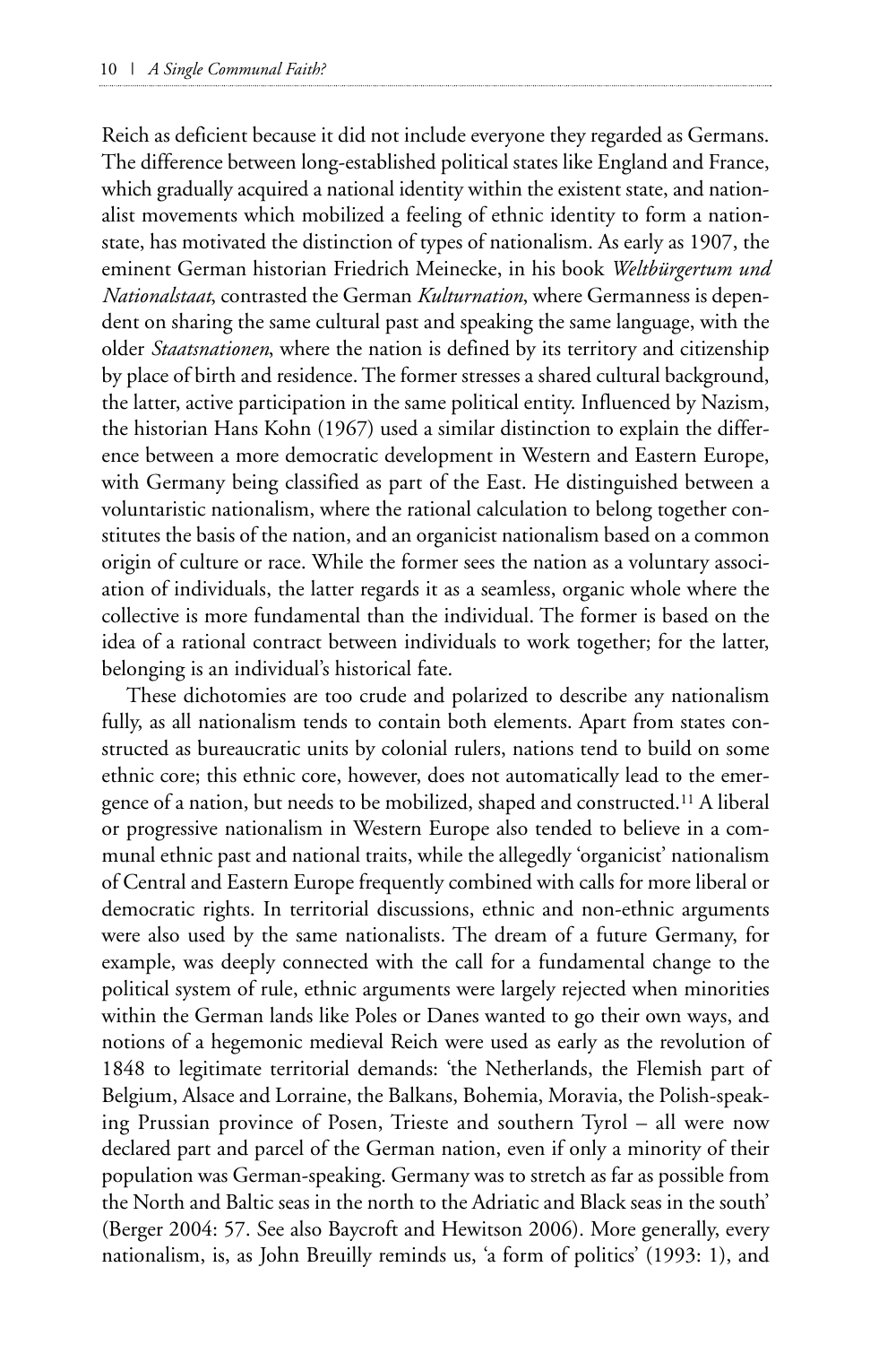Reich as deficient because it did not include everyone they regarded as Germans. The difference between long-established political states like England and France, which gradually acquired a national identity within the existent state, and nationalist movements which mobilized a feeling of ethnic identity to form a nation-state, has motivated the distinction of types of nationalism. As early as 1907, the eminent German historian Friedrich Meinecke, in his book *Weltbürgertum und Nationalstaat*, contrasted the German *Kulturnation*, where Germanness is dependent on sharing the same cultural past and speaking the same language, with the older *Staatsnationen*, where the nation is defined by its territory and citizenship by place of birth and residence. The former stresses a shared cultural background, the latter, active participation in the same political entity. Influenced by Nazism, the historian Hans Kohn (1967) used a similar distinction to explain the difference between a more democratic development in Western and Eastern Europe, with Germany being classified as part of the East. He distinguished between a voluntaristic nationalism, where the rational calculation to belong together constitutes the basis of the nation, and an organicist nationalism based on a common origin of culture or race. While the former sees the nation as a voluntary association of individuals, the latter regards it as a seamless, organic whole where the collective is more fundamental than the individual. The former is based on the idea of a rational contract between individuals to work together; for the latter, belonging is an individual's historical fate.

These dichotomies are too crude and polarized to describe any nationalism fully, as all nationalism tends to contain both elements. Apart from states constructed as bureaucratic units by colonial rulers, nations tend to build on some ethnic core; this ethnic core, however, does not automatically lead to the emergence of a nation, but needs to be mobilized, shaped and constructed.[11] A liberal or progressive nationalism in Western Europe also tended to believe in a communal ethnic past and national traits, while the allegedly 'organicist' nationalism of Central and Eastern Europe frequently combined with calls for more liberal or democratic rights. In territorial discussions, ethnic and non-ethnic arguments were also used by the same nationalists. The dream of a future Germany, for example, was deeply connected with the call for a fundamental change to the political system of rule, ethnic arguments were largely rejected when minorities within the German lands like Poles or Danes wanted to go their own ways, and notions of a hegemonic medieval Reich were used as early as the revolution of 1848 to legitimate territorial demands: 'the Netherlands, the Flemish part of Belgium, Alsace and Lorraine, the Balkans, Bohemia, Moravia, the Polish-speaking Prussian province of Posen, Trieste and southern Tyrol – all were now declared part and parcel of the German nation, even if only a minority of their population was German-speaking. Germany was to stretch as far as possible from the North and Baltic seas in the north to the Adriatic and Black seas in the south' (Berger 2004: 57. See also Baycroft and Hewitson 2006). More generally, every nationalism, is, as John Breuilly reminds us, 'a form of politics' (1993: 1), and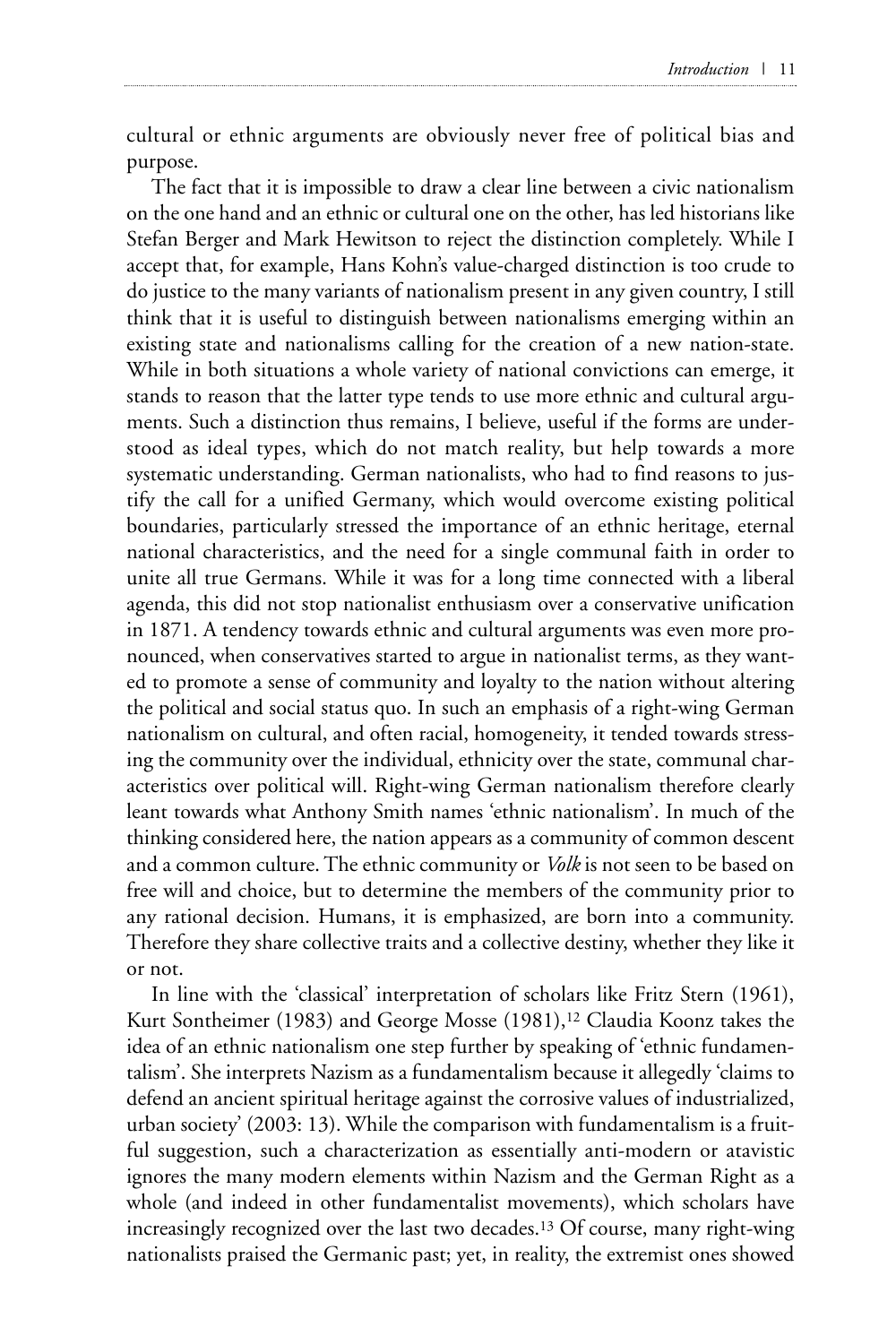cultural or ethnic arguments are obviously never free of political bias and purpose.

The fact that it is impossible to draw a clear line between a civic nationalism on the one hand and an ethnic or cultural one on the other, has led historians like Stefan Berger and Mark Hewitson to reject the distinction completely. While I accept that, for example, Hans Kohn's value-charged distinction is too crude to do justice to the many variants of nationalism present in any given country, I still think that it is useful to distinguish between nationalisms emerging within an existing state and nationalisms calling for the creation of a new nation-state. While in both situations a whole variety of national convictions can emerge, it stands to reason that the latter type tends to use more ethnic and cultural arguments. Such a distinction thus remains, I believe, useful if the forms are understood as ideal types, which do not match reality, but help towards a more systematic understanding. German nationalists, who had to find reasons to justify the call for a unified Germany, which would overcome existing political boundaries, particularly stressed the importance of an ethnic heritage, eternal national characteristics, and the need for a single communal faith in order to unite all true Germans. While it was for a long time connected with a liberal agenda, this did not stop nationalist enthusiasm over a conservative unification in 1871. A tendency towards ethnic and cultural arguments was even more pronounced, when conservatives started to argue in nationalist terms, as they wanted to promote a sense of community and loyalty to the nation without altering the political and social status quo. In such an emphasis of a right-wing German nationalism on cultural, and often racial, homogeneity, it tended towards stressing the community over the individual, ethnicity over the state, communal characteristics over political will. Right-wing German nationalism therefore clearly leant towards what Anthony Smith names 'ethnic nationalism'. In much of the thinking considered here, the nation appears as a community of common descent and a common culture. The ethnic community or *Volk* is not seen to be based on free will and choice, but to determine the members of the community prior to any rational decision. Humans, it is emphasized, are born into a community. Therefore they share collective traits and a collective destiny, whether they like it or not.

In line with the 'classical' interpretation of scholars like Fritz Stern (1961), Kurt Sontheimer (1983) and George Mosse (1981),[12] Claudia Koonz takes the idea of an ethnic nationalism one step further by speaking of 'ethnic fundamentalism'. She interprets Nazism as a fundamentalism because it allegedly 'claims to defend an ancient spiritual heritage against the corrosive values of industrialized, urban society' (2003: 13). While the comparison with fundamentalism is a fruitful suggestion, such a characterization as essentially anti-modern or atavistic ignores the many modern elements within Nazism and the German Right as a whole (and indeed in other fundamentalist movements), which scholars have increasingly recognized over the last two decades.[13] Of course, many right-wing nationalists praised the Germanic past; yet, in reality, the extremist ones showed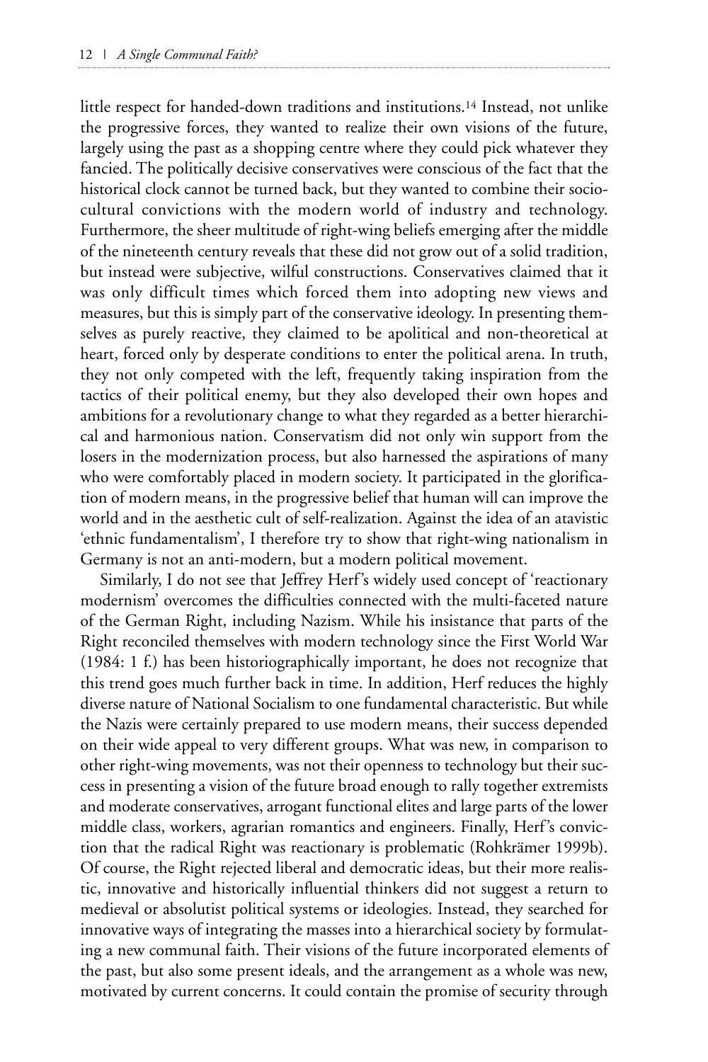little respect for handed-down traditions and institutions.[14] Instead, not unlike the progressive forces, they wanted to realize their own visions of the future, largely using the past as a shopping centre where they could pick whatever they fancied. The politically decisive conservatives were conscious of the fact that the historical clock cannot be turned back, but they wanted to combine their socio-cultural convictions with the modern world of industry and technology. Furthermore, the sheer multitude of right-wing beliefs emerging after the middle of the nineteenth century reveals that these did not grow out of a solid tradition, but instead were subjective, wilful constructions. Conservatives claimed that it was only difficult times which forced them into adopting new views and measures, but this is simply part of the conservative ideology. In presenting themselves as purely reactive, they claimed to be apolitical and non-theoretical at heart, forced only by desperate conditions to enter the political arena. In truth, they not only competed with the left, frequently taking inspiration from the tactics of their political enemy, but they also developed their own hopes and ambitions for a revolutionary change to what they regarded as a better hierarchical and harmonious nation. Conservatism did not only win support from the losers in the modernization process, but also harnessed the aspirations of many who were comfortably placed in modern society. It participated in the glorification of modern means, in the progressive belief that human will can improve the world and in the aesthetic cult of self-realization. Against the idea of an atavistic 'ethnic fundamentalism', I therefore try to show that right-wing nationalism in Germany is not an anti-modern, but a modern political movement.

Similarly, I do not see that Jeffrey Herf's widely used concept of 'reactionary modernism' overcomes the difficulties connected with the multi-faceted nature of the German Right, including Nazism. While his insistance that parts of the Right reconciled themselves with modern technology since the First World War (1984: 1 f.) has been historiographically important, he does not recognize that this trend goes much further back in time. In addition, Herf reduces the highly diverse nature of National Socialism to one fundamental characteristic. But while the Nazis were certainly prepared to use modern means, their success depended on their wide appeal to very different groups. What was new, in comparison to other right-wing movements, was not their openness to technology but their success in presenting a vision of the future broad enough to rally together extremists and moderate conservatives, arrogant functional elites and large parts of the lower middle class, workers, agrarian romantics and engineers. Finally, Herf's conviction that the radical Right was reactionary is problematic (Rohkrämer 1999b). Of course, the Right rejected liberal and democratic ideas, but their more realistic, innovative and historically influential thinkers did not suggest a return to medieval or absolutist political systems or ideologies. Instead, they searched for innovative ways of integrating the masses into a hierarchical society by formulating a new communal faith. Their visions of the future incorporated elements of the past, but also some present ideals, and the arrangement as a whole was new, motivated by current concerns. It could contain the promise of security through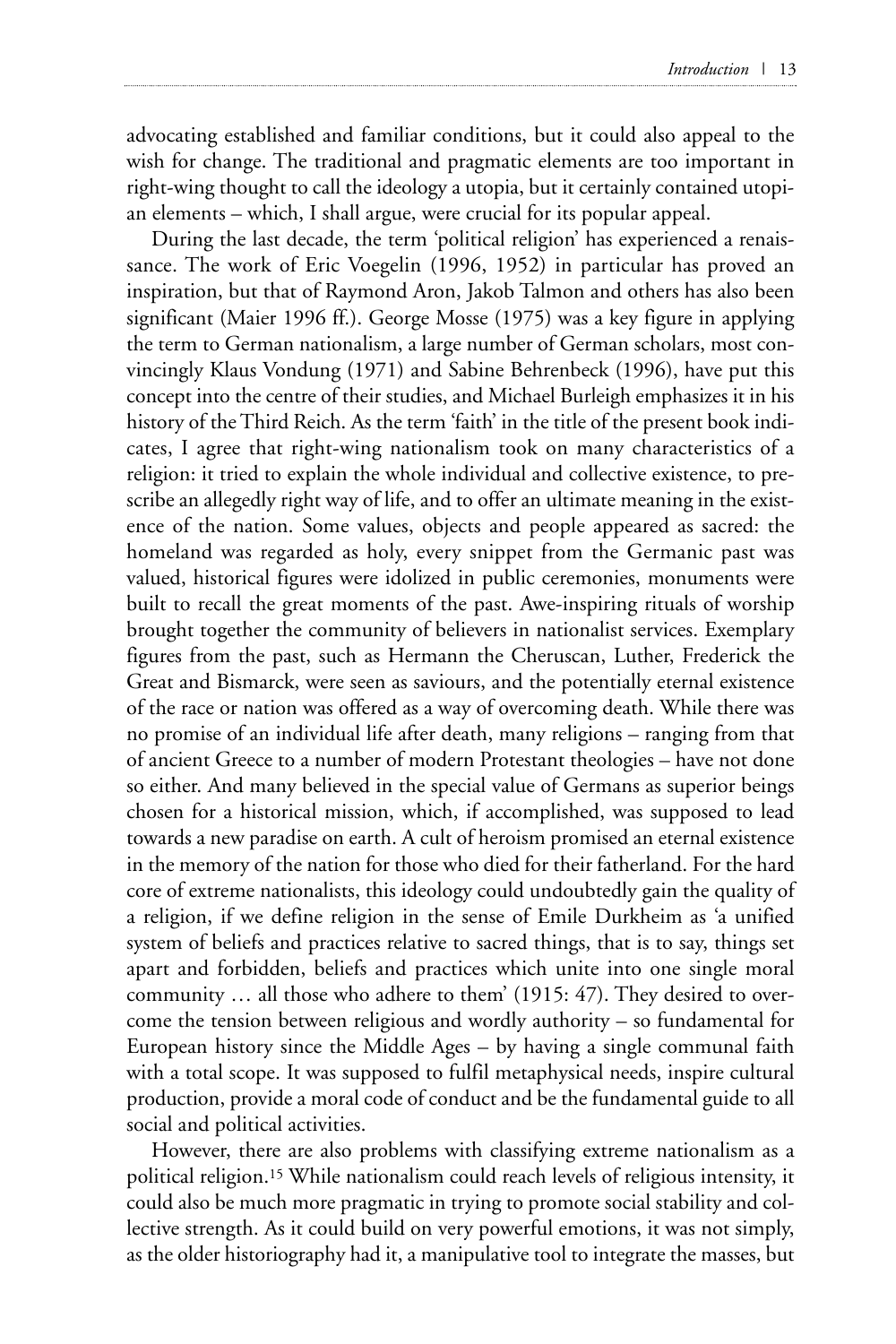advocating established and familiar conditions, but it could also appeal to the wish for change. The traditional and pragmatic elements are too important in right-wing thought to call the ideology a utopia, but it certainly contained utopian elements – which, I shall argue, were crucial for its popular appeal.

During the last decade, the term 'political religion' has experienced a renaissance. The work of Eric Voegelin (1996, 1952) in particular has proved an inspiration, but that of Raymond Aron, Jakob Talmon and others has also been significant (Maier 1996 ff.). George Mosse (1975) was a key figure in applying the term to German nationalism, a large number of German scholars, most convincingly Klaus Vondung (1971) and Sabine Behrenbeck (1996), have put this concept into the centre of their studies, and Michael Burleigh emphasizes it in his history of the Third Reich. As the term 'faith' in the title of the present book indicates, I agree that right-wing nationalism took on many characteristics of a religion: it tried to explain the whole individual and collective existence, to prescribe an allegedly right way of life, and to offer an ultimate meaning in the existence of the nation. Some values, objects and people appeared as sacred: the homeland was regarded as holy, every snippet from the Germanic past was valued, historical figures were idolized in public ceremonies, monuments were built to recall the great moments of the past. Awe-inspiring rituals of worship brought together the community of believers in nationalist services. Exemplary figures from the past, such as Hermann the Cheruscan, Luther, Frederick the Great and Bismarck, were seen as saviours, and the potentially eternal existence of the race or nation was offered as a way of overcoming death. While there was no promise of an individual life after death, many religions – ranging from that of ancient Greece to a number of modern Protestant theologies – have not done so either. And many believed in the special value of Germans as superior beings chosen for a historical mission, which, if accomplished, was supposed to lead towards a new paradise on earth. A cult of heroism promised an eternal existence in the memory of the nation for those who died for their fatherland. For the hard core of extreme nationalists, this ideology could undoubtedly gain the quality of a religion, if we define religion in the sense of Emile Durkheim as 'a unified system of beliefs and practices relative to sacred things, that is to say, things set apart and forbidden, beliefs and practices which unite into one single moral community … all those who adhere to them' (1915: 47). They desired to overcome the tension between religious and wordly authority – so fundamental for European history since the Middle Ages – by having a single communal faith with a total scope. It was supposed to fulfil metaphysical needs, inspire cultural production, provide a moral code of conduct and be the fundamental guide to all social and political activities.

However, there are also problems with classifying extreme nationalism as a political religion.[15] While nationalism could reach levels of religious intensity, it could also be much more pragmatic in trying to promote social stability and collective strength. As it could build on very powerful emotions, it was not simply, as the older historiography had it, a manipulative tool to integrate the masses, but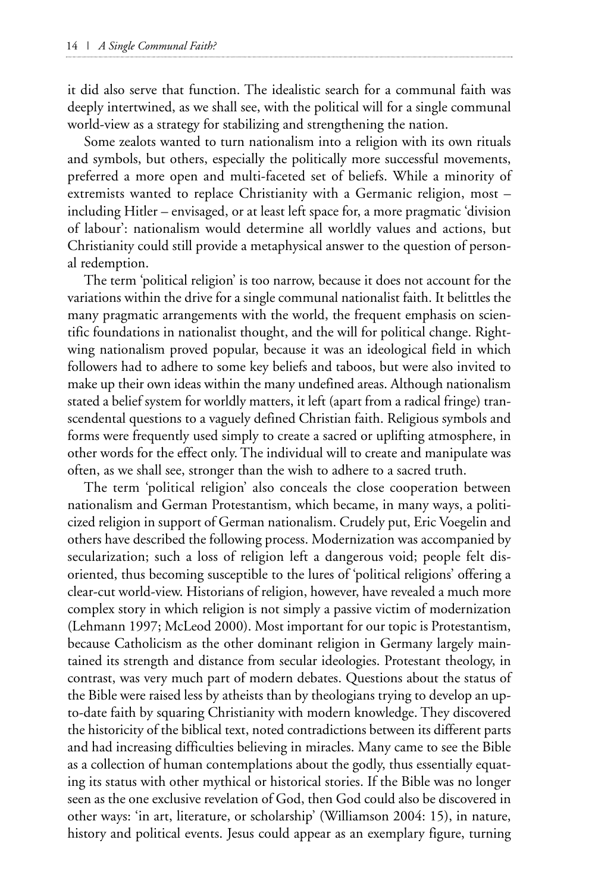it did also serve that function. The idealistic search for a communal faith was deeply intertwined, as we shall see, with the political will for a single communal world-view as a strategy for stabilizing and strengthening the nation.

Some zealots wanted to turn nationalism into a religion with its own rituals and symbols, but others, especially the politically more successful movements, preferred a more open and multi-faceted set of beliefs. While a minority of extremists wanted to replace Christianity with a Germanic religion, most – including Hitler – envisaged, or at least left space for, a more pragmatic 'division of labour': nationalism would determine all worldly values and actions, but Christianity could still provide a metaphysical answer to the question of personal redemption.

The term 'political religion' is too narrow, because it does not account for the variations within the drive for a single communal nationalist faith. It belittles the many pragmatic arrangements with the world, the frequent emphasis on scientific foundations in nationalist thought, and the will for political change. Right-wing nationalism proved popular, because it was an ideological field in which followers had to adhere to some key beliefs and taboos, but were also invited to make up their own ideas within the many undefined areas. Although nationalism stated a belief system for worldly matters, it left (apart from a radical fringe) transcendental questions to a vaguely defined Christian faith. Religious symbols and forms were frequently used simply to create a sacred or uplifting atmosphere, in other words for the effect only. The individual will to create and manipulate was often, as we shall see, stronger than the wish to adhere to a sacred truth.

The term 'political religion' also conceals the close cooperation between nationalism and German Protestantism, which became, in many ways, a politicized religion in support of German nationalism. Crudely put, Eric Voegelin and others have described the following process. Modernization was accompanied by secularization; such a loss of religion left a dangerous void; people felt disoriented, thus becoming susceptible to the lures of 'political religions' offering a clear-cut world-view. Historians of religion, however, have revealed a much more complex story in which religion is not simply a passive victim of modernization (Lehmann 1997; McLeod 2000). Most important for our topic is Protestantism, because Catholicism as the other dominant religion in Germany largely maintained its strength and distance from secular ideologies. Protestant theology, in contrast, was very much part of modern debates. Questions about the status of the Bible were raised less by atheists than by theologians trying to develop an up-to-date faith by squaring Christianity with modern knowledge. They discovered the historicity of the biblical text, noted contradictions between its different parts and had increasing difficulties believing in miracles. Many came to see the Bible as a collection of human contemplations about the godly, thus essentially equating its status with other mythical or historical stories. If the Bible was no longer seen as the one exclusive revelation of God, then God could also be discovered in other ways: 'in art, literature, or scholarship' (Williamson 2004: 15), in nature, history and political events. Jesus could appear as an exemplary figure, turning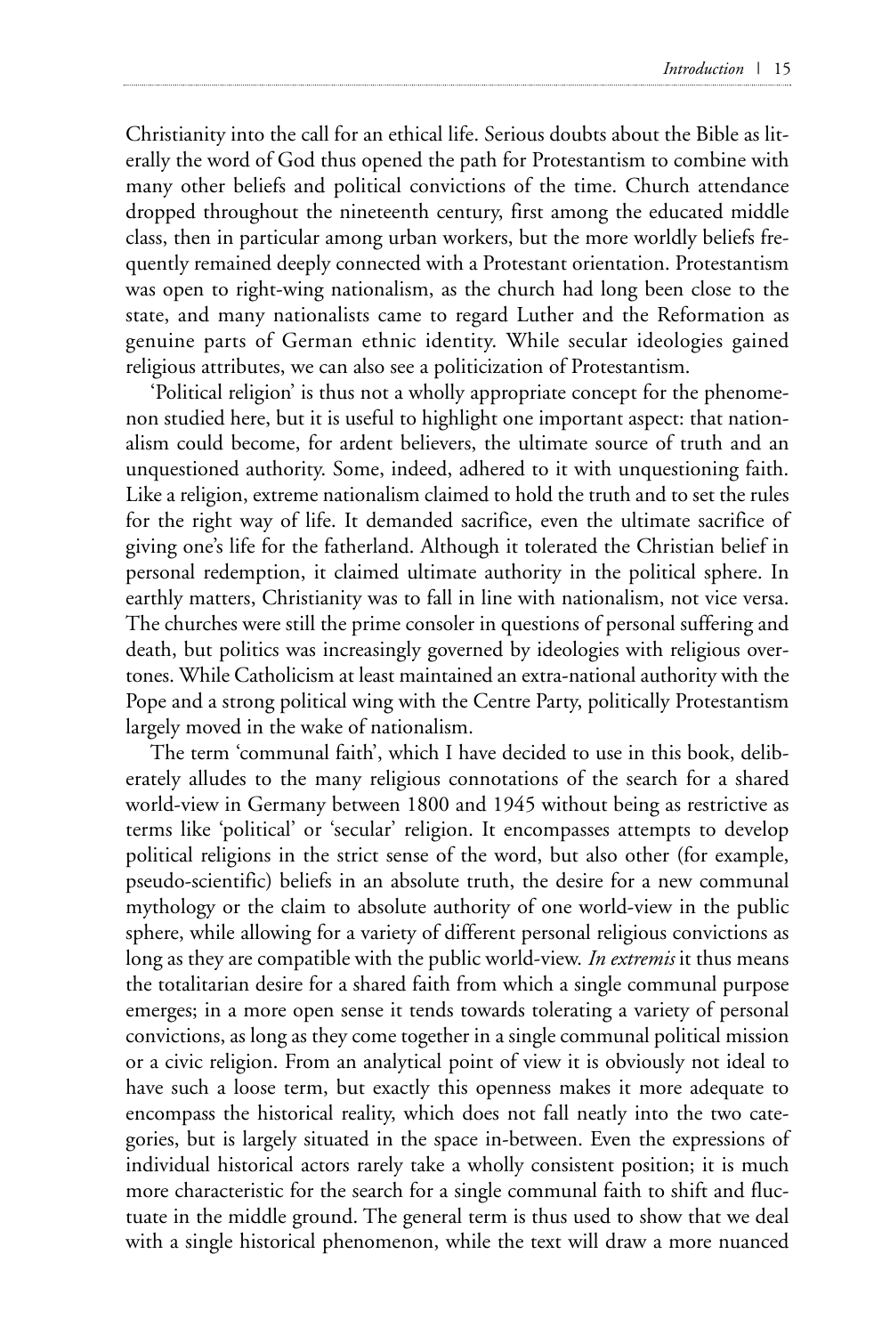Christianity into the call for an ethical life. Serious doubts about the Bible as literally the word of God thus opened the path for Protestantism to combine with many other beliefs and political convictions of the time. Church attendance dropped throughout the nineteenth century, first among the educated middle class, then in particular among urban workers, but the more worldly beliefs frequently remained deeply connected with a Protestant orientation. Protestantism was open to right-wing nationalism, as the church had long been close to the state, and many nationalists came to regard Luther and the Reformation as genuine parts of German ethnic identity. While secular ideologies gained religious attributes, we can also see a politicization of Protestantism.

'Political religion' is thus not a wholly appropriate concept for the phenomenon studied here, but it is useful to highlight one important aspect: that nationalism could become, for ardent believers, the ultimate source of truth and an unquestioned authority. Some, indeed, adhered to it with unquestioning faith. Like a religion, extreme nationalism claimed to hold the truth and to set the rules for the right way of life. It demanded sacrifice, even the ultimate sacrifice of giving one's life for the fatherland. Although it tolerated the Christian belief in personal redemption, it claimed ultimate authority in the political sphere. In earthly matters, Christianity was to fall in line with nationalism, not vice versa. The churches were still the prime consoler in questions of personal suffering and death, but politics was increasingly governed by ideologies with religious overtones. While Catholicism at least maintained an extra-national authority with the Pope and a strong political wing with the Centre Party, politically Protestantism largely moved in the wake of nationalism.

The term 'communal faith', which I have decided to use in this book, deliberately alludes to the many religious connotations of the search for a shared world-view in Germany between 1800 and 1945 without being as restrictive as terms like 'political' or 'secular' religion. It encompasses attempts to develop political religions in the strict sense of the word, but also other (for example, pseudo-scientific) beliefs in an absolute truth, the desire for a new communal mythology or the claim to absolute authority of one world-view in the public sphere, while allowing for a variety of different personal religious convictions as long as they are compatible with the public world-view. *In extremis* it thus means the totalitarian desire for a shared faith from which a single communal purpose emerges; in a more open sense it tends towards tolerating a variety of personal convictions, as long as they come together in a single communal political mission or a civic religion. From an analytical point of view it is obviously not ideal to have such a loose term, but exactly this openness makes it more adequate to encompass the historical reality, which does not fall neatly into the two categories, but is largely situated in the space in-between. Even the expressions of individual historical actors rarely take a wholly consistent position; it is much more characteristic for the search for a single communal faith to shift and fluctuate in the middle ground. The general term is thus used to show that we deal with a single historical phenomenon, while the text will draw a more nuanced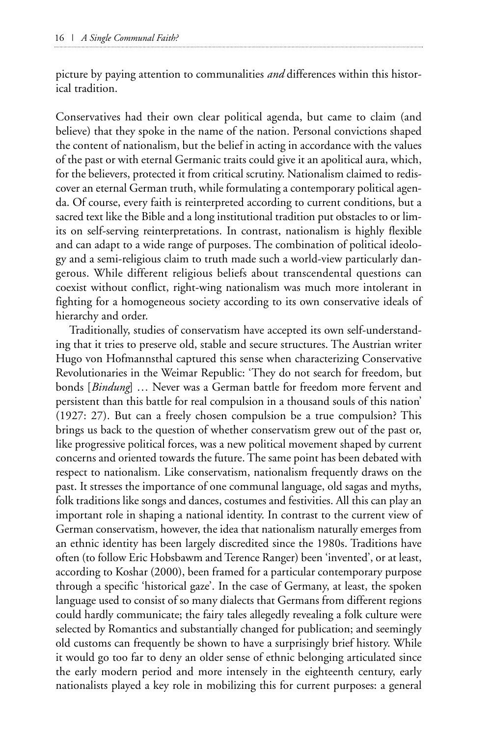picture by paying attention to communalities *and* differences within this historical tradition.

Conservatives had their own clear political agenda, but came to claim (and believe) that they spoke in the name of the nation. Personal convictions shaped the content of nationalism, but the belief in acting in accordance with the values of the past or with eternal Germanic traits could give it an apolitical aura, which, for the believers, protected it from critical scrutiny. Nationalism claimed to rediscover an eternal German truth, while formulating a contemporary political agenda. Of course, every faith is reinterpreted according to current conditions, but a sacred text like the Bible and a long institutional tradition put obstacles to or limits on self-serving reinterpretations. In contrast, nationalism is highly flexible and can adapt to a wide range of purposes. The combination of political ideology and a semi-religious claim to truth made such a world-view particularly dangerous. While different religious beliefs about transcendental questions can coexist without conflict, right-wing nationalism was much more intolerant in fighting for a homogeneous society according to its own conservative ideals of hierarchy and order.

Traditionally, studies of conservatism have accepted its own self-understanding that it tries to preserve old, stable and secure structures. The Austrian writer Hugo von Hofmannsthal captured this sense when characterizing Conservative Revolutionaries in the Weimar Republic: 'They do not search for freedom, but bonds [*Bindung*] … Never was a German battle for freedom more fervent and persistent than this battle for real compulsion in a thousand souls of this nation' (1927: 27). But can a freely chosen compulsion be a true compulsion? This brings us back to the question of whether conservatism grew out of the past or, like progressive political forces, was a new political movement shaped by current concerns and oriented towards the future. The same point has been debated with respect to nationalism. Like conservatism, nationalism frequently draws on the past. It stresses the importance of one communal language, old sagas and myths, folk traditions like songs and dances, costumes and festivities. All this can play an important role in shaping a national identity. In contrast to the current view of German conservatism, however, the idea that nationalism naturally emerges from an ethnic identity has been largely discredited since the 1980s. Traditions have often (to follow Eric Hobsbawm and Terence Ranger) been 'invented', or at least, according to Koshar (2000), been framed for a particular contemporary purpose through a specific 'historical gaze'. In the case of Germany, at least, the spoken language used to consist of so many dialects that Germans from different regions could hardly communicate; the fairy tales allegedly revealing a folk culture were selected by Romantics and substantially changed for publication; and seemingly old customs can frequently be shown to have a surprisingly brief history. While it would go too far to deny an older sense of ethnic belonging articulated since the early modern period and more intensely in the eighteenth century, early nationalists played a key role in mobilizing this for current purposes: a general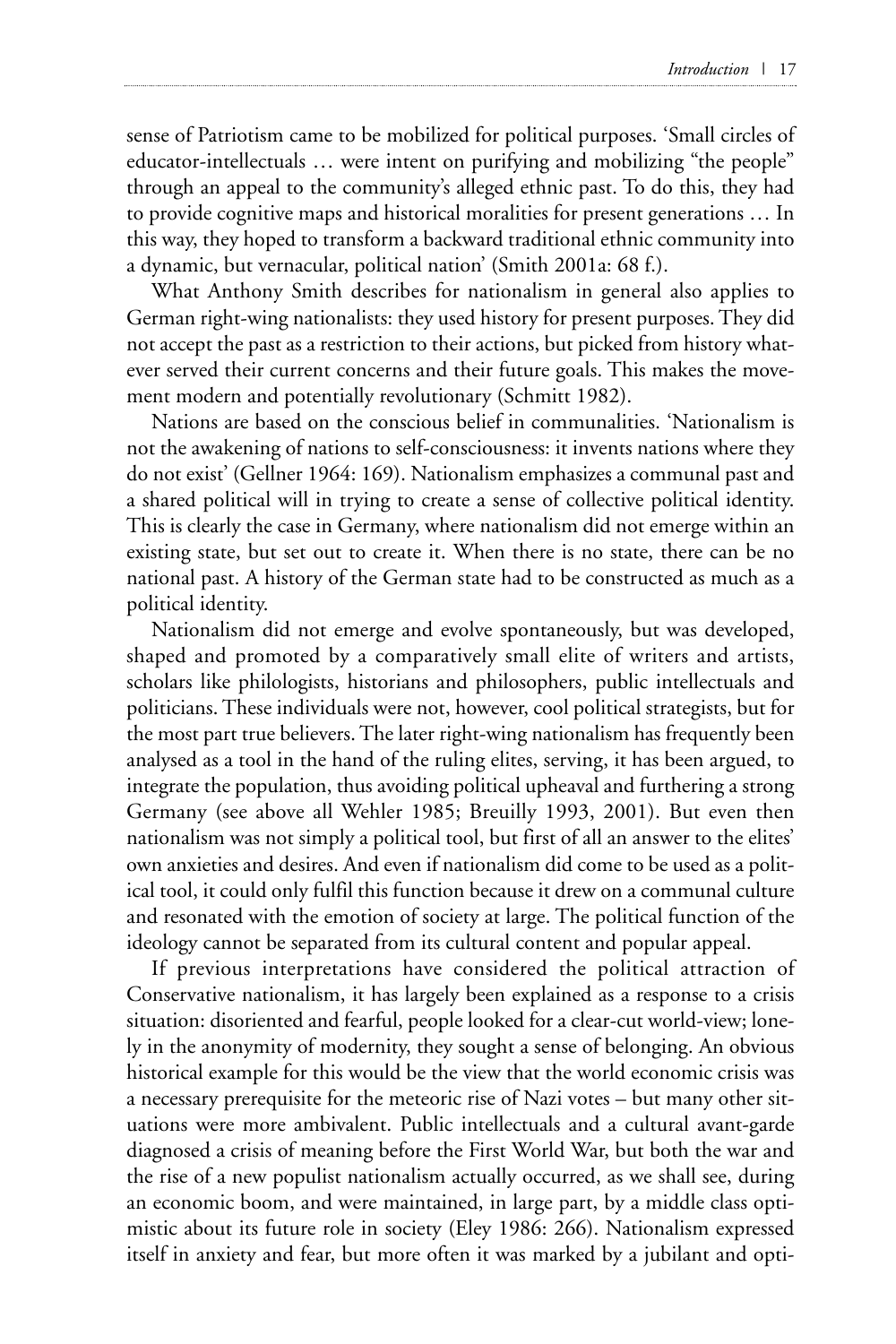sense of Patriotism came to be mobilized for political purposes. 'Small circles of educator-intellectuals … were intent on purifying and mobilizing "the people" through an appeal to the community's alleged ethnic past. To do this, they had to provide cognitive maps and historical moralities for present generations … In this way, they hoped to transform a backward traditional ethnic community into a dynamic, but vernacular, political nation' (Smith 2001a: 68 f.).

What Anthony Smith describes for nationalism in general also applies to German right-wing nationalists: they used history for present purposes. They did not accept the past as a restriction to their actions, but picked from history whatever served their current concerns and their future goals. This makes the movement modern and potentially revolutionary (Schmitt 1982).

Nations are based on the conscious belief in communalities. 'Nationalism is not the awakening of nations to self-consciousness: it invents nations where they do not exist' (Gellner 1964: 169). Nationalism emphasizes a communal past and a shared political will in trying to create a sense of collective political identity. This is clearly the case in Germany, where nationalism did not emerge within an existing state, but set out to create it. When there is no state, there can be no national past. A history of the German state had to be constructed as much as a political identity.

Nationalism did not emerge and evolve spontaneously, but was developed, shaped and promoted by a comparatively small elite of writers and artists, scholars like philologists, historians and philosophers, public intellectuals and politicians. These individuals were not, however, cool political strategists, but for the most part true believers. The later right-wing nationalism has frequently been analysed as a tool in the hand of the ruling elites, serving, it has been argued, to integrate the population, thus avoiding political upheaval and furthering a strong Germany (see above all Wehler 1985; Breuilly 1993, 2001). But even then nationalism was not simply a political tool, but first of all an answer to the elites' own anxieties and desires. And even if nationalism did come to be used as a political tool, it could only fulfil this function because it drew on a communal culture and resonated with the emotion of society at large. The political function of the ideology cannot be separated from its cultural content and popular appeal.

If previous interpretations have considered the political attraction of Conservative nationalism, it has largely been explained as a response to a crisis situation: disoriented and fearful, people looked for a clear-cut world-view; lonely in the anonymity of modernity, they sought a sense of belonging. An obvious historical example for this would be the view that the world economic crisis was a necessary prerequisite for the meteoric rise of Nazi votes – but many other situations were more ambivalent. Public intellectuals and a cultural avant-garde diagnosed a crisis of meaning before the First World War, but both the war and the rise of a new populist nationalism actually occurred, as we shall see, during an economic boom, and were maintained, in large part, by a middle class optimistic about its future role in society (Eley 1986: 266). Nationalism expressed itself in anxiety and fear, but more often it was marked by a jubilant and opti-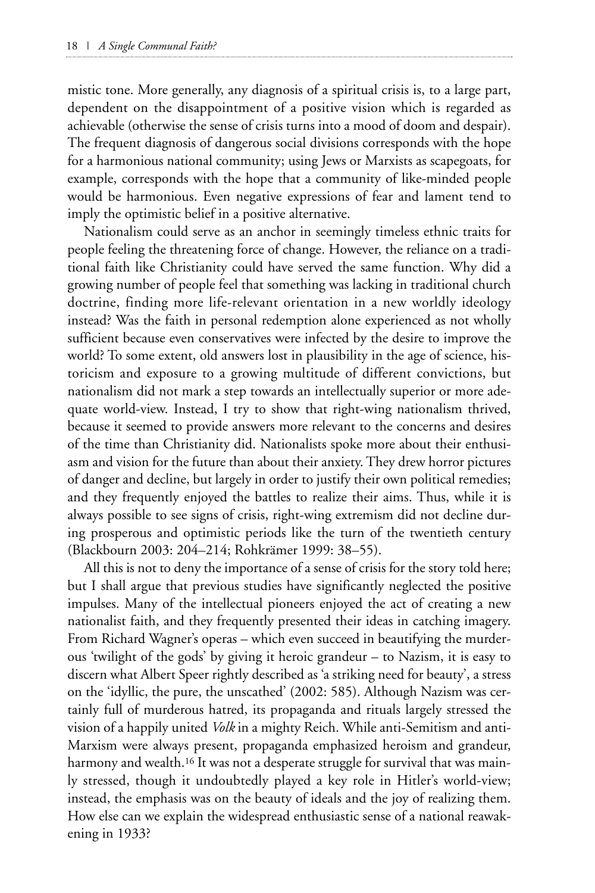mistic tone. More generally, any diagnosis of a spiritual crisis is, to a large part, dependent on the disappointment of a positive vision which is regarded as achievable (otherwise the sense of crisis turns into a mood of doom and despair). The frequent diagnosis of dangerous social divisions corresponds with the hope for a harmonious national community; using Jews or Marxists as scapegoats, for example, corresponds with the hope that a community of like-minded people would be harmonious. Even negative expressions of fear and lament tend to imply the optimistic belief in a positive alternative.

Nationalism could serve as an anchor in seemingly timeless ethnic traits for people feeling the threatening force of change. However, the reliance on a traditional faith like Christianity could have served the same function. Why did a growing number of people feel that something was lacking in traditional church doctrine, finding more life-relevant orientation in a new worldly ideology instead? Was the faith in personal redemption alone experienced as not wholly sufficient because even conservatives were infected by the desire to improve the world? To some extent, old answers lost in plausibility in the age of science, historicism and exposure to a growing multitude of different convictions, but nationalism did not mark a step towards an intellectually superior or more adequate world-view. Instead, I try to show that right-wing nationalism thrived, because it seemed to provide answers more relevant to the concerns and desires of the time than Christianity did. Nationalists spoke more about their enthusiasm and vision for the future than about their anxiety. They drew horror pictures of danger and decline, but largely in order to justify their own political remedies; and they frequently enjoyed the battles to realize their aims. Thus, while it is always possible to see signs of crisis, right-wing extremism did not decline during prosperous and optimistic periods like the turn of the twentieth century (Blackbourn 2003: 204–214; Rohkrämer 1999: 38–55).

All this is not to deny the importance of a sense of crisis for the story told here; but I shall argue that previous studies have significantly neglected the positive impulses. Many of the intellectual pioneers enjoyed the act of creating a new nationalist faith, and they frequently presented their ideas in catching imagery. From Richard Wagner's operas – which even succeed in beautifying the murderous 'twilight of the gods' by giving it heroic grandeur – to Nazism, it is easy to discern what Albert Speer rightly described as 'a striking need for beauty', a stress on the 'idyllic, the pure, the unscathed' (2002: 585). Although Nazism was certainly full of murderous hatred, its propaganda and rituals largely stressed the vision of a happily united *Volk* in a mighty Reich. While anti-Semitism and anti-Marxism were always present, propaganda emphasized heroism and grandeur, harmony and wealth.[16] It was not a desperate struggle for survival that was mainly stressed, though it undoubtedly played a key role in Hitler's world-view; instead, the emphasis was on the beauty of ideals and the joy of realizing them. How else can we explain the widespread enthusiastic sense of a national reawakening in 1933?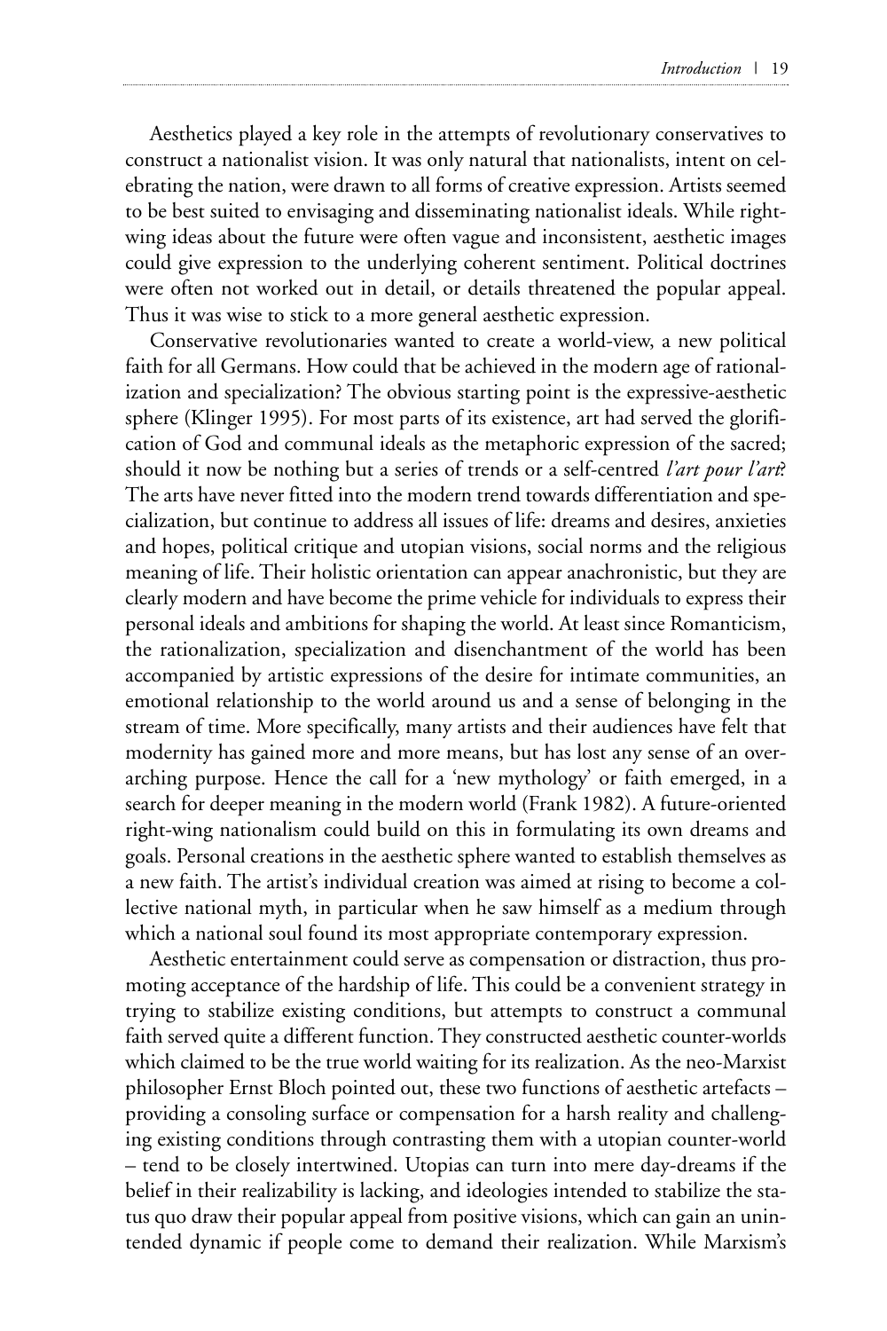Aesthetics played a key role in the attempts of revolutionary conservatives to construct a nationalist vision. It was only natural that nationalists, intent on celebrating the nation, were drawn to all forms of creative expression. Artists seemed to be best suited to envisaging and disseminating nationalist ideals. While right-wing ideas about the future were often vague and inconsistent, aesthetic images could give expression to the underlying coherent sentiment. Political doctrines were often not worked out in detail, or details threatened the popular appeal. Thus it was wise to stick to a more general aesthetic expression.

Conservative revolutionaries wanted to create a world-view, a new political faith for all Germans. How could that be achieved in the modern age of rationalization and specialization? The obvious starting point is the expressive-aesthetic sphere (Klinger 1995). For most parts of its existence, art had served the glorification of God and communal ideals as the metaphoric expression of the sacred; should it now be nothing but a series of trends or a self-centred *l'art pour l'art*? The arts have never fitted into the modern trend towards differentiation and specialization, but continue to address all issues of life: dreams and desires, anxieties and hopes, political critique and utopian visions, social norms and the religious meaning of life. Their holistic orientation can appear anachronistic, but they are clearly modern and have become the prime vehicle for individuals to express their personal ideals and ambitions for shaping the world. At least since Romanticism, the rationalization, specialization and disenchantment of the world has been accompanied by artistic expressions of the desire for intimate communities, an emotional relationship to the world around us and a sense of belonging in the stream of time. More specifically, many artists and their audiences have felt that modernity has gained more and more means, but has lost any sense of an overarching purpose. Hence the call for a 'new mythology' or faith emerged, in a search for deeper meaning in the modern world (Frank 1982). A future-oriented right-wing nationalism could build on this in formulating its own dreams and goals. Personal creations in the aesthetic sphere wanted to establish themselves as a new faith. The artist's individual creation was aimed at rising to become a collective national myth, in particular when he saw himself as a medium through which a national soul found its most appropriate contemporary expression.

Aesthetic entertainment could serve as compensation or distraction, thus promoting acceptance of the hardship of life. This could be a convenient strategy in trying to stabilize existing conditions, but attempts to construct a communal faith served quite a different function. They constructed aesthetic counter-worlds which claimed to be the true world waiting for its realization. As the neo-Marxist philosopher Ernst Bloch pointed out, these two functions of aesthetic artefacts – providing a consoling surface or compensation for a harsh reality and challenging existing conditions through contrasting them with a utopian counter-world – tend to be closely intertwined. Utopias can turn into mere day-dreams if the belief in their realizability is lacking, and ideologies intended to stabilize the status quo draw their popular appeal from positive visions, which can gain an unintended dynamic if people come to demand their realization. While Marxism's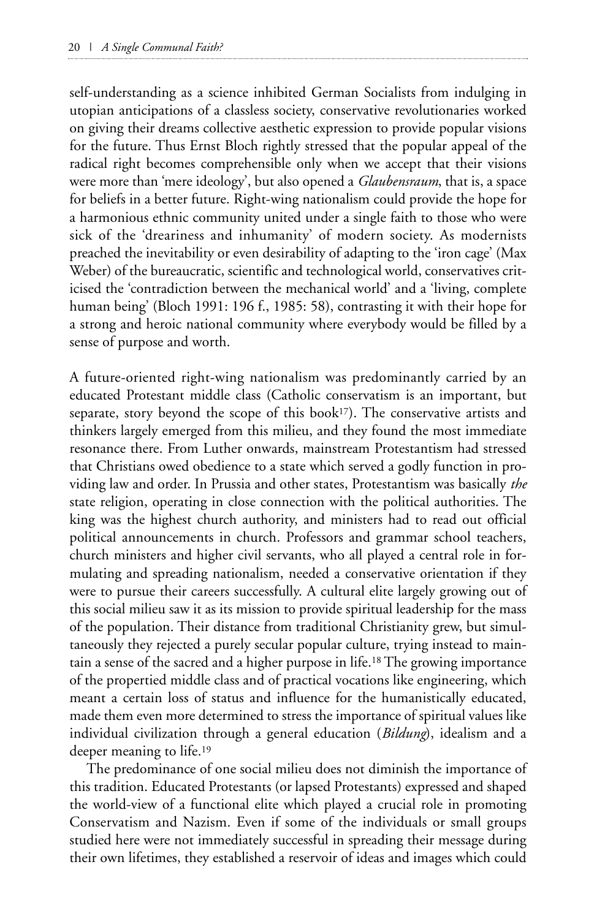self-understanding as a science inhibited German Socialists from indulging in utopian anticipations of a classless society, conservative revolutionaries worked on giving their dreams collective aesthetic expression to provide popular visions for the future. Thus Ernst Bloch rightly stressed that the popular appeal of the radical right becomes comprehensible only when we accept that their visions were more than 'mere ideology', but also opened a *Glaubensraum*, that is, a space for beliefs in a better future. Right-wing nationalism could provide the hope for a harmonious ethnic community united under a single faith to those who were sick of the 'dreariness and inhumanity' of modern society. As modernists preached the inevitability or even desirability of adapting to the 'iron cage' (Max Weber) of the bureaucratic, scientific and technological world, conservatives criticised the 'contradiction between the mechanical world' and a 'living, complete human being' (Bloch 1991: 196 f., 1985: 58), contrasting it with their hope for a strong and heroic national community where everybody would be filled by a sense of purpose and worth.

A future-oriented right-wing nationalism was predominantly carried by an educated Protestant middle class (Catholic conservatism is an important, but separate, story beyond the scope of this book[17]). The conservative artists and thinkers largely emerged from this milieu, and they found the most immediate resonance there. From Luther onwards, mainstream Protestantism had stressed that Christians owed obedience to a state which served a godly function in providing law and order. In Prussia and other states, Protestantism was basically *the* state religion, operating in close connection with the political authorities. The king was the highest church authority, and ministers had to read out official political announcements in church. Professors and grammar school teachers, church ministers and higher civil servants, who all played a central role in formulating and spreading nationalism, needed a conservative orientation if they were to pursue their careers successfully. A cultural elite largely growing out of this social milieu saw it as its mission to provide spiritual leadership for the mass of the population. Their distance from traditional Christianity grew, but simultaneously they rejected a purely secular popular culture, trying instead to maintain a sense of the sacred and a higher purpose in life.[18] The growing importance of the propertied middle class and of practical vocations like engineering, which meant a certain loss of status and influence for the humanistically educated, made them even more determined to stress the importance of spiritual values like individual civilization through a general education (*Bildung*), idealism and a deeper meaning to life.[19]

The predominance of one social milieu does not diminish the importance of this tradition. Educated Protestants (or lapsed Protestants) expressed and shaped the world-view of a functional elite which played a crucial role in promoting Conservatism and Nazism. Even if some of the individuals or small groups studied here were not immediately successful in spreading their message during their own lifetimes, they established a reservoir of ideas and images which could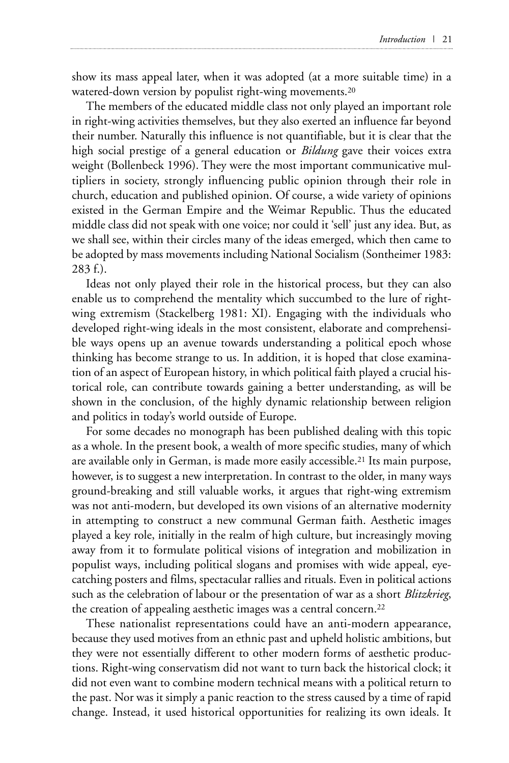show its mass appeal later, when it was adopted (at a more suitable time) in a watered-down version by populist right-wing movements.[20]

The members of the educated middle class not only played an important role in right-wing activities themselves, but they also exerted an influence far beyond their number. Naturally this influence is not quantifiable, but it is clear that the high social prestige of a general education or *Bildung* gave their voices extra weight (Bollenbeck 1996). They were the most important communicative multipliers in society, strongly influencing public opinion through their role in church, education and published opinion. Of course, a wide variety of opinions existed in the German Empire and the Weimar Republic. Thus the educated middle class did not speak with one voice; nor could it 'sell' just any idea. But, as we shall see, within their circles many of the ideas emerged, which then came to be adopted by mass movements including National Socialism (Sontheimer 1983: 283 f.).

Ideas not only played their role in the historical process, but they can also enable us to comprehend the mentality which succumbed to the lure of right-wing extremism (Stackelberg 1981: XI). Engaging with the individuals who developed right-wing ideals in the most consistent, elaborate and comprehensible ways opens up an avenue towards understanding a political epoch whose thinking has become strange to us. In addition, it is hoped that close examination of an aspect of European history, in which political faith played a crucial historical role, can contribute towards gaining a better understanding, as will be shown in the conclusion, of the highly dynamic relationship between religion and politics in today's world outside of Europe.

For some decades no monograph has been published dealing with this topic as a whole. In the present book, a wealth of more specific studies, many of which are available only in German, is made more easily accessible.[21] Its main purpose, however, is to suggest a new interpretation. In contrast to the older, in many ways ground-breaking and still valuable works, it argues that right-wing extremism was not anti-modern, but developed its own visions of an alternative modernity in attempting to construct a new communal German faith. Aesthetic images played a key role, initially in the realm of high culture, but increasingly moving away from it to formulate political visions of integration and mobilization in populist ways, including political slogans and promises with wide appeal, eye-catching posters and films, spectacular rallies and rituals. Even in political actions such as the celebration of labour or the presentation of war as a short *Blitzkrieg*, the creation of appealing aesthetic images was a central concern.[22]

These nationalist representations could have an anti-modern appearance, because they used motives from an ethnic past and upheld holistic ambitions, but they were not essentially different to other modern forms of aesthetic productions. Right-wing conservatism did not want to turn back the historical clock; it did not even want to combine modern technical means with a political return to the past. Nor was it simply a panic reaction to the stress caused by a time of rapid change. Instead, it used historical opportunities for realizing its own ideals. It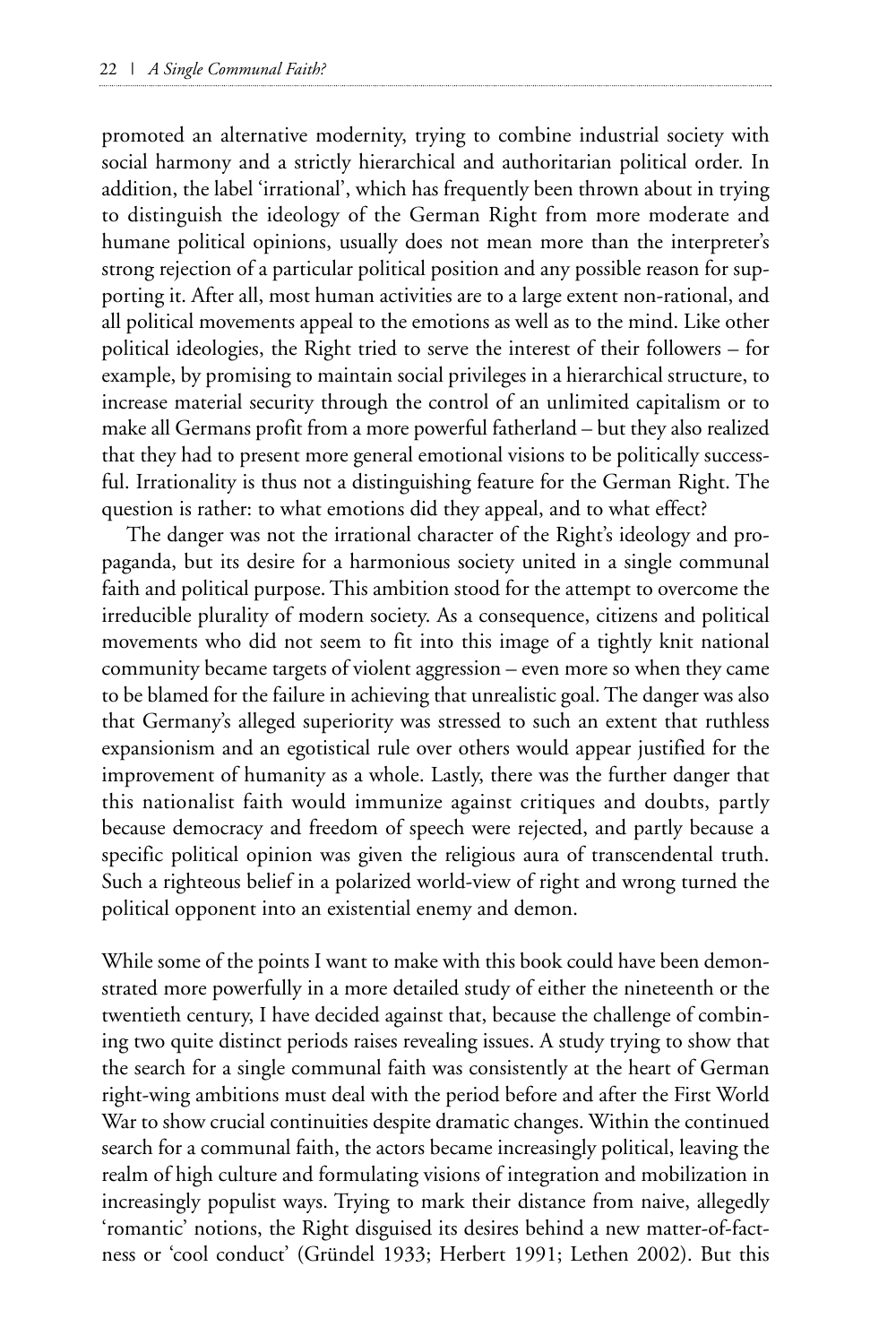promoted an alternative modernity, trying to combine industrial society with social harmony and a strictly hierarchical and authoritarian political order. In addition, the label 'irrational', which has frequently been thrown about in trying to distinguish the ideology of the German Right from more moderate and humane political opinions, usually does not mean more than the interpreter's strong rejection of a particular political position and any possible reason for supporting it. After all, most human activities are to a large extent non-rational, and all political movements appeal to the emotions as well as to the mind. Like other political ideologies, the Right tried to serve the interest of their followers – for example, by promising to maintain social privileges in a hierarchical structure, to increase material security through the control of an unlimited capitalism or to make all Germans profit from a more powerful fatherland – but they also realized that they had to present more general emotional visions to be politically successful. Irrationality is thus not a distinguishing feature for the German Right. The question is rather: to what emotions did they appeal, and to what effect?

The danger was not the irrational character of the Right's ideology and propaganda, but its desire for a harmonious society united in a single communal faith and political purpose. This ambition stood for the attempt to overcome the irreducible plurality of modern society. As a consequence, citizens and political movements who did not seem to fit into this image of a tightly knit national community became targets of violent aggression – even more so when they came to be blamed for the failure in achieving that unrealistic goal. The danger was also that Germany's alleged superiority was stressed to such an extent that ruthless expansionism and an egotistical rule over others would appear justified for the improvement of humanity as a whole. Lastly, there was the further danger that this nationalist faith would immunize against critiques and doubts, partly because democracy and freedom of speech were rejected, and partly because a specific political opinion was given the religious aura of transcendental truth. Such a righteous belief in a polarized world-view of right and wrong turned the political opponent into an existential enemy and demon.

While some of the points I want to make with this book could have been demonstrated more powerfully in a more detailed study of either the nineteenth or the twentieth century, I have decided against that, because the challenge of combining two quite distinct periods raises revealing issues. A study trying to show that the search for a single communal faith was consistently at the heart of German right-wing ambitions must deal with the period before and after the First World War to show crucial continuities despite dramatic changes. Within the continued search for a communal faith, the actors became increasingly political, leaving the realm of high culture and formulating visions of integration and mobilization in increasingly populist ways. Trying to mark their distance from naive, allegedly 'romantic' notions, the Right disguised its desires behind a new matter-of-factness or 'cool conduct' (Gründel 1933; Herbert 1991; Lethen 2002). But this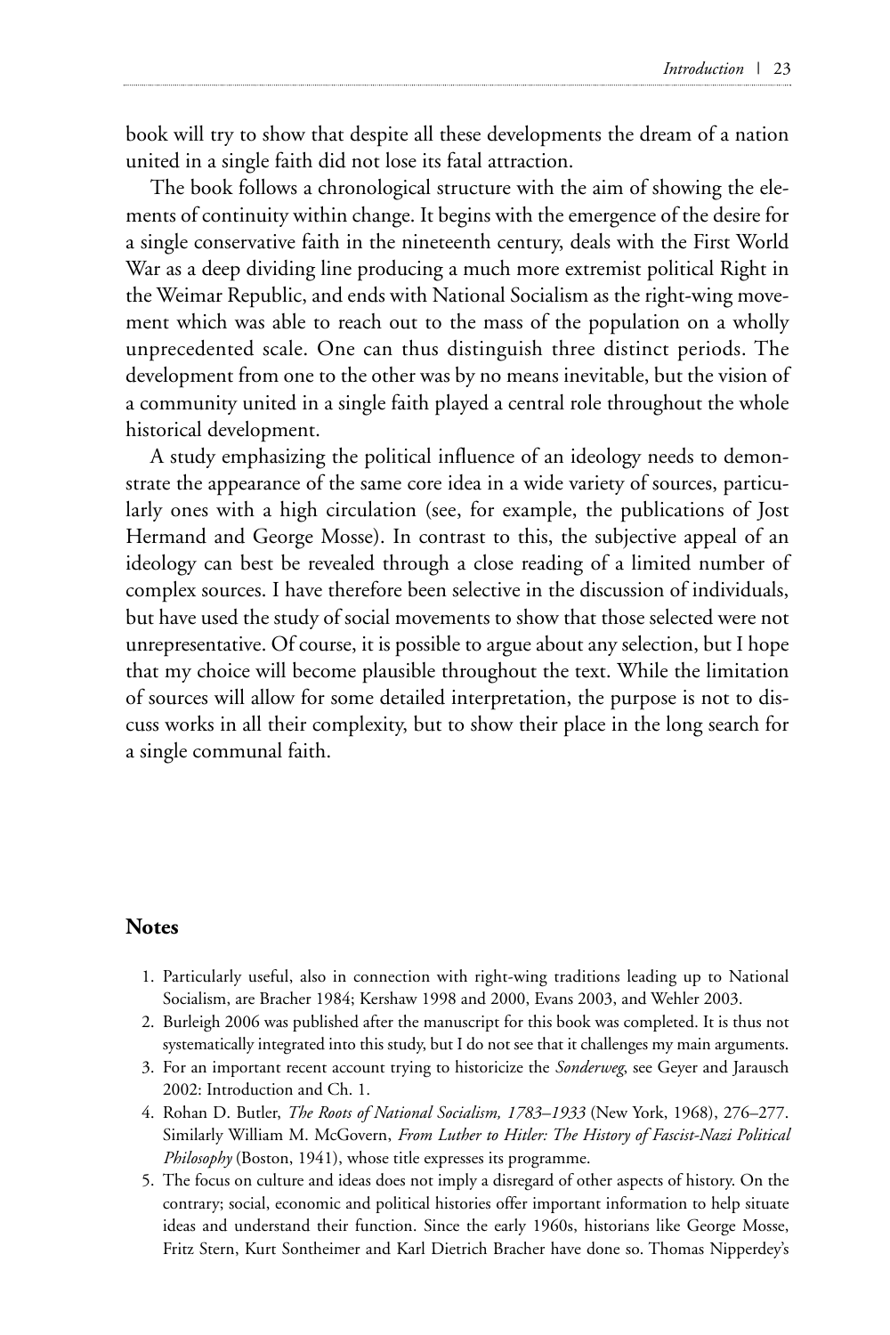book will try to show that despite all these developments the dream of a nation united in a single faith did not lose its fatal attraction.

The book follows a chronological structure with the aim of showing the elements of continuity within change. It begins with the emergence of the desire for a single conservative faith in the nineteenth century, deals with the First World War as a deep dividing line producing a much more extremist political Right in the Weimar Republic, and ends with National Socialism as the right-wing movement which was able to reach out to the mass of the population on a wholly unprecedented scale. One can thus distinguish three distinct periods. The development from one to the other was by no means inevitable, but the vision of a community united in a single faith played a central role throughout the whole historical development.

A study emphasizing the political influence of an ideology needs to demonstrate the appearance of the same core idea in a wide variety of sources, particularly ones with a high circulation (see, for example, the publications of Jost Hermand and George Mosse). In contrast to this, the subjective appeal of an ideology can best be revealed through a close reading of a limited number of complex sources. I have therefore been selective in the discussion of individuals, but have used the study of social movements to show that those selected were not unrepresentative. Of course, it is possible to argue about any selection, but I hope that my choice will become plausible throughout the text. While the limitation of sources will allow for some detailed interpretation, the purpose is not to discuss works in all their complexity, but to show their place in the long search for a single communal faith.

## Notes

1. Particularly useful, also in connection with right-wing traditions leading up to National Socialism, are Bracher 1984; Kershaw 1998 and 2000, Evans 2003, and Wehler 2003.
2. Burleigh 2006 was published after the manuscript for this book was completed. It is thus not systematically integrated into this study, but I do not see that it challenges my main arguments.
3. For an important recent account trying to historicize the *Sonderweg*, see Geyer and Jarausch 2002: Introduction and Ch. 1.
4. Rohan D. Butler, *The Roots of National Socialism, 1783–1933* (New York, 1968), 276–277. Similarly William M. McGovern, *From Luther to Hitler: The History of Fascist-Nazi Political Philosophy* (Boston, 1941), whose title expresses its programme.
5. The focus on culture and ideas does not imply a disregard of other aspects of history. On the contrary; social, economic and political histories offer important information to help situate ideas and understand their function. Since the early 1960s, historians like George Mosse, Fritz Stern, Kurt Sontheimer and Karl Dietrich Bracher have done so. Thomas Nipperdey's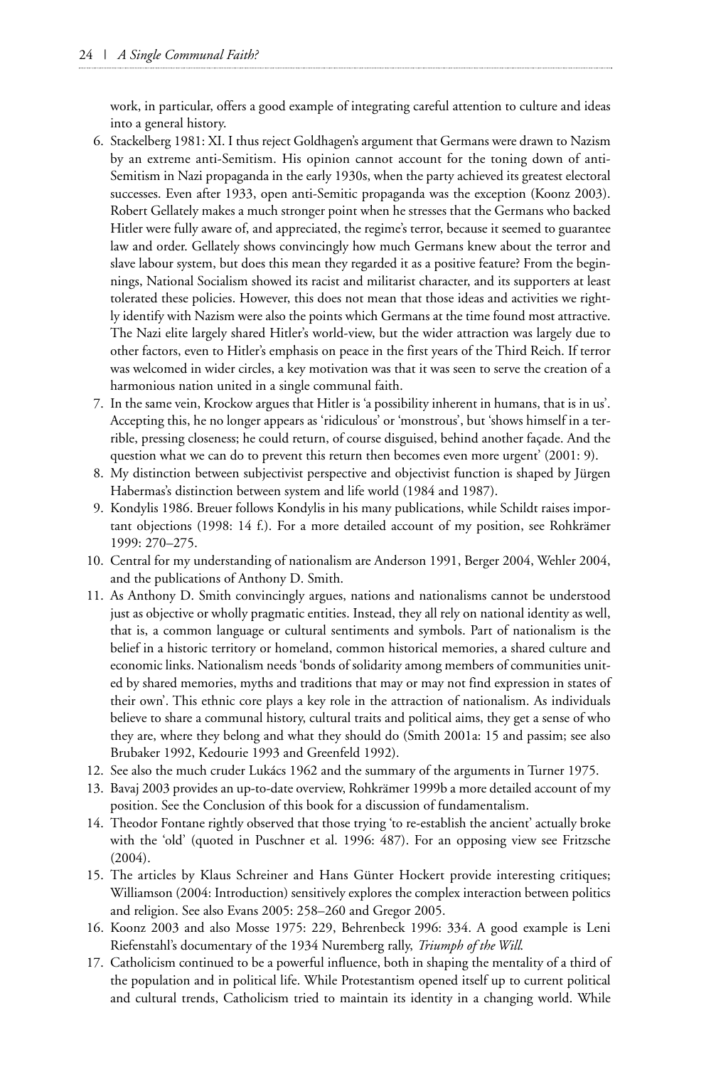work, in particular, offers a good example of integrating careful attention to culture and ideas into a general history.

6. Stackelberg 1981: XI. I thus reject Goldhagen's argument that Germans were drawn to Nazism by an extreme anti-Semitism. His opinion cannot account for the toning down of anti-Semitism in Nazi propaganda in the early 1930s, when the party achieved its greatest electoral successes. Even after 1933, open anti-Semitic propaganda was the exception (Koonz 2003). Robert Gellately makes a much stronger point when he stresses that the Germans who backed Hitler were fully aware of, and appreciated, the regime's terror, because it seemed to guarantee law and order. Gellately shows convincingly how much Germans knew about the terror and slave labour system, but does this mean they regarded it as a positive feature? From the beginnings, National Socialism showed its racist and militarist character, and its supporters at least tolerated these policies. However, this does not mean that those ideas and activities we rightly identify with Nazism were also the points which Germans at the time found most attractive. The Nazi elite largely shared Hitler's world-view, but the wider attraction was largely due to other factors, even to Hitler's emphasis on peace in the first years of the Third Reich. If terror was welcomed in wider circles, a key motivation was that it was seen to serve the creation of a harmonious nation united in a single communal faith.
7. In the same vein, Krockow argues that Hitler is 'a possibility inherent in humans, that is in us'. Accepting this, he no longer appears as 'ridiculous' or 'monstrous', but 'shows himself in a terrible, pressing closeness; he could return, of course disguised, behind another façade. And the question what we can do to prevent this return then becomes even more urgent' (2001: 9).
8. My distinction between subjectivist perspective and objectivist function is shaped by Jürgen Habermas's distinction between system and life world (1984 and 1987).
9. Kondylis 1986. Breuer follows Kondylis in his many publications, while Schildt raises important objections (1998: 14 f.). For a more detailed account of my position, see Rohkrämer 1999: 270–275.
10. Central for my understanding of nationalism are Anderson 1991, Berger 2004, Wehler 2004, and the publications of Anthony D. Smith.
11. As Anthony D. Smith convincingly argues, nations and nationalisms cannot be understood just as objective or wholly pragmatic entities. Instead, they all rely on national identity as well, that is, a common language or cultural sentiments and symbols. Part of nationalism is the belief in a historic territory or homeland, common historical memories, a shared culture and economic links. Nationalism needs 'bonds of solidarity among members of communities united by shared memories, myths and traditions that may or may not find expression in states of their own'. This ethnic core plays a key role in the attraction of nationalism. As individuals believe to share a communal history, cultural traits and political aims, they get a sense of who they are, where they belong and what they should do (Smith 2001a: 15 and passim; see also Brubaker 1992, Kedourie 1993 and Greenfeld 1992).
12. See also the much cruder Lukács 1962 and the summary of the arguments in Turner 1975.
13. Bavaj 2003 provides an up-to-date overview, Rohkrämer 1999b a more detailed account of my position. See the Conclusion of this book for a discussion of fundamentalism.
14. Theodor Fontane rightly observed that those trying 'to re-establish the ancient' actually broke with the 'old' (quoted in Puschner et al. 1996: 487). For an opposing view see Fritzsche (2004).
15. The articles by Klaus Schreiner and Hans Günter Hockert provide interesting critiques; Williamson (2004: Introduction) sensitively explores the complex interaction between politics and religion. See also Evans 2005: 258–260 and Gregor 2005.
16. Koonz 2003 and also Mosse 1975: 229, Behrenbeck 1996: 334. A good example is Leni Riefenstahl's documentary of the 1934 Nuremberg rally, *Triumph of the Will*.
17. Catholicism continued to be a powerful influence, both in shaping the mentality of a third of the population and in political life. While Protestantism opened itself up to current political and cultural trends, Catholicism tried to maintain its identity in a changing world. While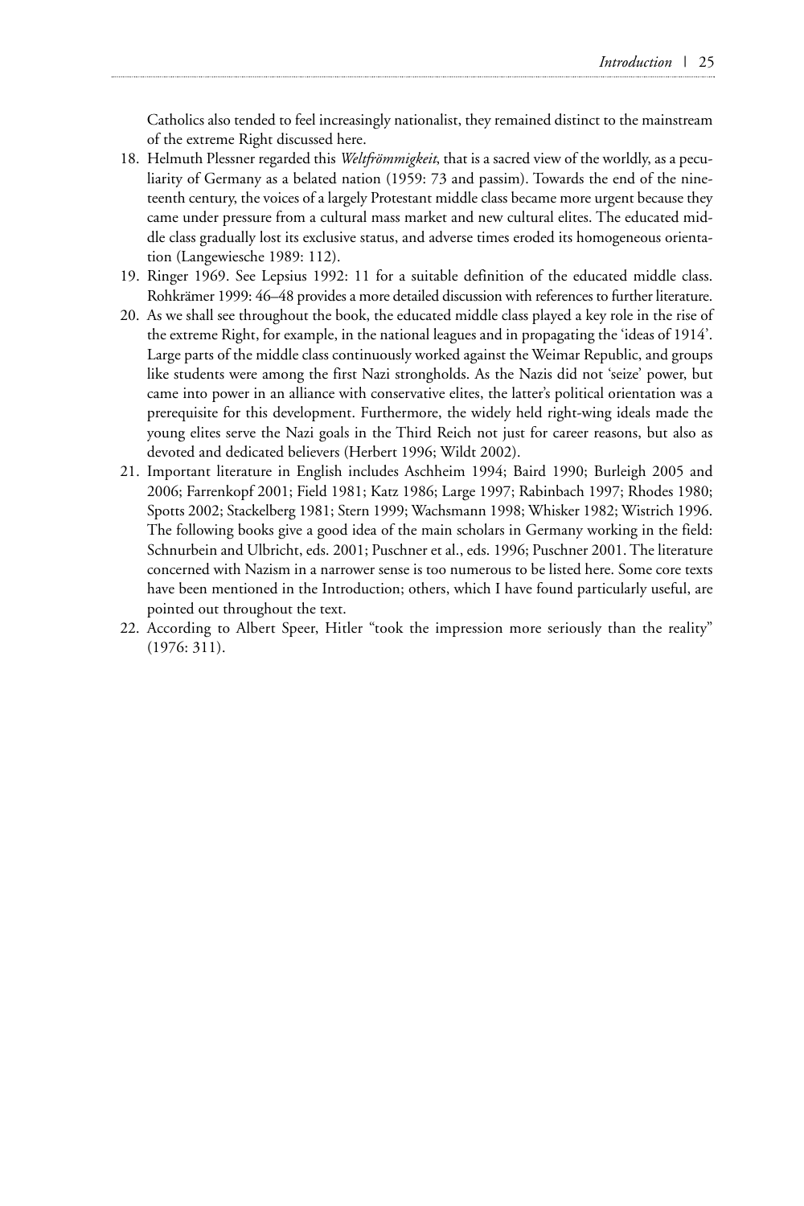Catholics also tended to feel increasingly nationalist, they remained distinct to the mainstream of the extreme Right discussed here.

18. Helmuth Plessner regarded this *Weltfrömmigkeit*, that is a sacred view of the worldly, as a peculiarity of Germany as a belated nation (1959: 73 and passim). Towards the end of the nineteenth century, the voices of a largely Protestant middle class became more urgent because they came under pressure from a cultural mass market and new cultural elites. The educated middle class gradually lost its exclusive status, and adverse times eroded its homogeneous orientation (Langewiesche 1989: 112).
19. Ringer 1969. See Lepsius 1992: 11 for a suitable definition of the educated middle class. Rohkrämer 1999: 46–48 provides a more detailed discussion with references to further literature.
20. As we shall see throughout the book, the educated middle class played a key role in the rise of the extreme Right, for example, in the national leagues and in propagating the 'ideas of 1914'. Large parts of the middle class continuously worked against the Weimar Republic, and groups like students were among the first Nazi strongholds. As the Nazis did not 'seize' power, but came into power in an alliance with conservative elites, the latter's political orientation was a prerequisite for this development. Furthermore, the widely held right-wing ideals made the young elites serve the Nazi goals in the Third Reich not just for career reasons, but also as devoted and dedicated believers (Herbert 1996; Wildt 2002).
21. Important literature in English includes Aschheim 1994; Baird 1990; Burleigh 2005 and 2006; Farrenkopf 2001; Field 1981; Katz 1986; Large 1997; Rabinbach 1997; Rhodes 1980; Spotts 2002; Stackelberg 1981; Stern 1999; Wachsmann 1998; Whisker 1982; Wistrich 1996. The following books give a good idea of the main scholars in Germany working in the field: Schnurbein and Ulbricht, eds. 2001; Puschner et al., eds. 1996; Puschner 2001. The literature concerned with Nazism in a narrower sense is too numerous to be listed here. Some core texts have been mentioned in the Introduction; others, which I have found particularly useful, are pointed out throughout the text.
22. According to Albert Speer, Hitler "took the impression more seriously than the reality" (1976: 311).